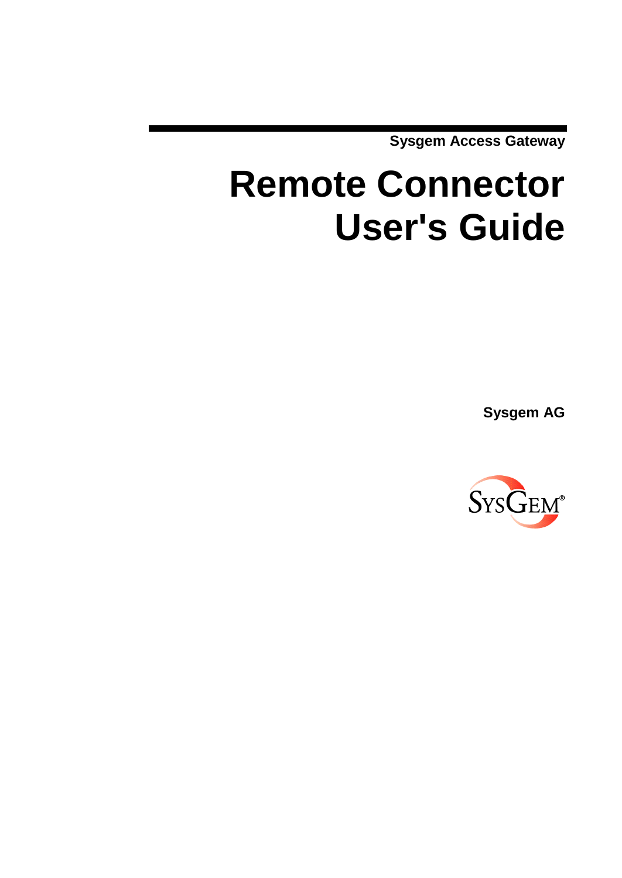Sysgem Access Gateway

# Remote Connector User's Guide

**Sysgem AG**

SYSGEM®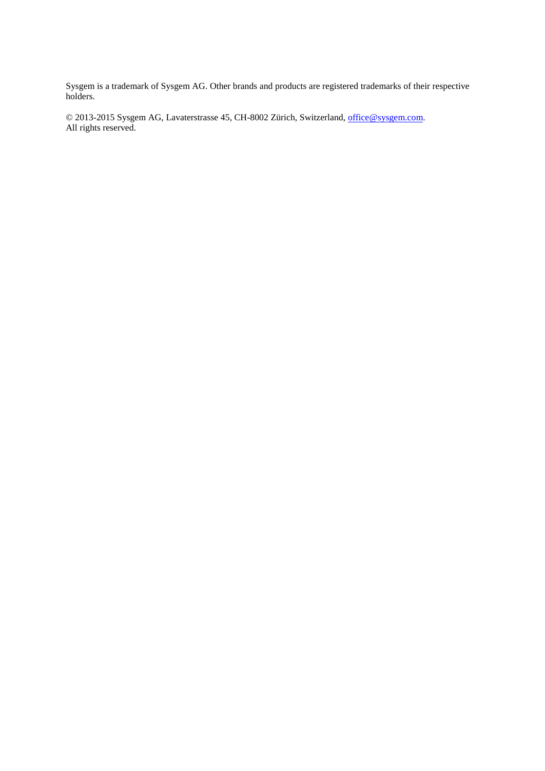Sysgem is a trademark of Sysgem AG. Other brands and products are registered trademarks of their respective holders.

© 2013-2015 Sysgem AG, Lavaterstrasse 45, CH-8002 Zürich, Switzerland, office@sysgem.com.
All rights reserved.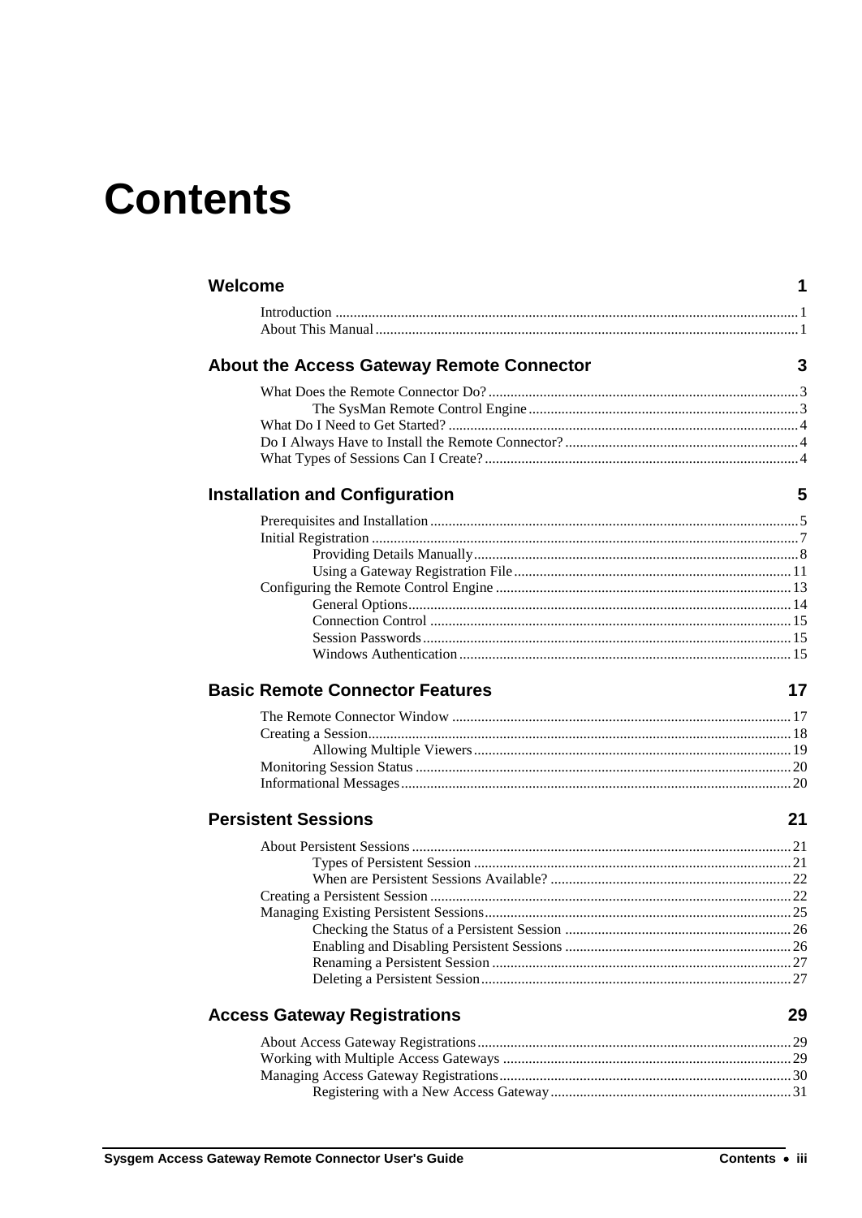# Contents

**Welcome** **1**

- Introduction ... 1
- About This Manual ... 1

**About the Access Gateway Remote Connector** **3**

- What Does the Remote Connector Do? ... 3
  - The SysMan Remote Control Engine ... 3
- What Do I Need to Get Started? ... 4
- Do I Always Have to Install the Remote Connector? ... 4
- What Types of Sessions Can I Create? ... 4

**Installation and Configuration** **5**

- Prerequisites and Installation ... 5
- Initial Registration ... 7
  - Providing Details Manually ... 8
  - Using a Gateway Registration File ... 11
- Configuring the Remote Control Engine ... 13
  - General Options ... 14
  - Connection Control ... 15
  - Session Passwords ... 15
  - Windows Authentication ... 15

**Basic Remote Connector Features** **17**

- The Remote Connector Window ... 17
- Creating a Session ... 18
  - Allowing Multiple Viewers ... 19
- Monitoring Session Status ... 20
- Informational Messages ... 20

**Persistent Sessions** **21**

- About Persistent Sessions ... 21
  - Types of Persistent Session ... 21
  - When are Persistent Sessions Available? ... 22
- Creating a Persistent Session ... 22
- Managing Existing Persistent Sessions ... 25
  - Checking the Status of a Persistent Session ... 26
  - Enabling and Disabling Persistent Sessions ... 26
  - Renaming a Persistent Session ... 27
  - Deleting a Persistent Session ... 27

**Access Gateway Registrations** **29**

- About Access Gateway Registrations ... 29
- Working with Multiple Access Gateways ... 29
- Managing Access Gateway Registrations ... 30
  - Registering with a New Access Gateway ... 31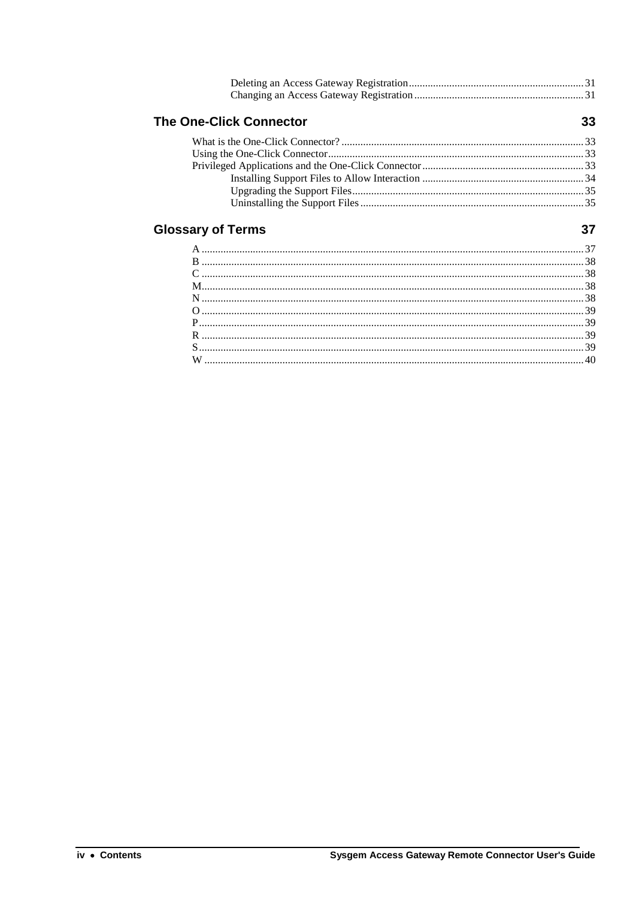Deleting an Access Gateway Registration ........ 31
Changing an Access Gateway Registration ........ 31

## The One-Click Connector 33

What is the One-Click Connector? ........ 33
Using the One-Click Connector ........ 33
Privileged Applications and the One-Click Connector ........ 33
Installing Support Files to Allow Interaction ........ 34
Upgrading the Support Files ........ 35
Uninstalling the Support Files ........ 35

## Glossary of Terms 37

A ........ 37
B ........ 38
C ........ 38
M ........ 38
N ........ 38
O ........ 39
P ........ 39
R ........ 39
S ........ 39
W ........ 40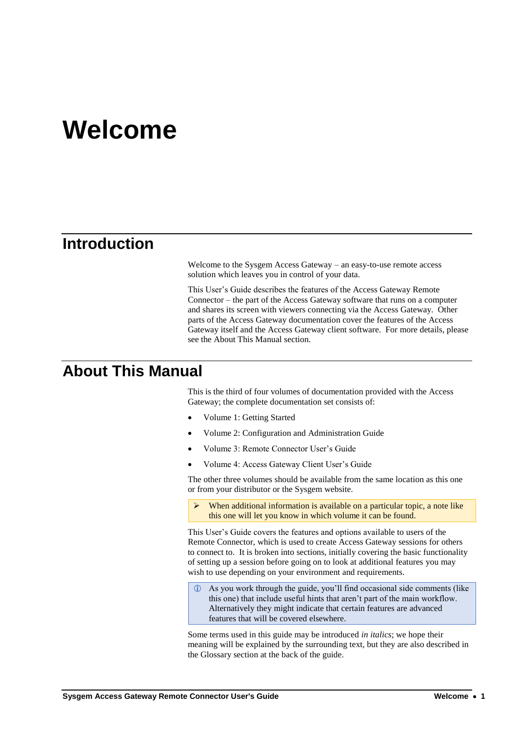# Welcome

## Introduction

Welcome to the Sysgem Access Gateway – an easy-to-use remote access solution which leaves you in control of your data.

This User's Guide describes the features of the Access Gateway Remote Connector – the part of the Access Gateway software that runs on a computer and shares its screen with viewers connecting via the Access Gateway. Other parts of the Access Gateway documentation cover the features of the Access Gateway itself and the Access Gateway client software. For more details, please see the About This Manual section.

## About This Manual

This is the third of four volumes of documentation provided with the Access Gateway; the complete documentation set consists of:

- Volume 1: Getting Started
- Volume 2: Configuration and Administration Guide
- Volume 3: Remote Connector User's Guide
- Volume 4: Access Gateway Client User's Guide

The other three volumes should be available from the same location as this one or from your distributor or the Sysgem website.

> ➢ When additional information is available on a particular topic, a note like this one will let you know in which volume it can be found.

This User's Guide covers the features and options available to users of the Remote Connector, which is used to create Access Gateway sessions for others to connect to. It is broken into sections, initially covering the basic functionality of setting up a session before going on to look at additional features you may wish to use depending on your environment and requirements.

> ⓘ As you work through the guide, you'll find occasional side comments (like this one) that include useful hints that aren't part of the main workflow. Alternatively they might indicate that certain features are advanced features that will be covered elsewhere.

Some terms used in this guide may be introduced *in italics*; we hope their meaning will be explained by the surrounding text, but they are also described in the Glossary section at the back of the guide.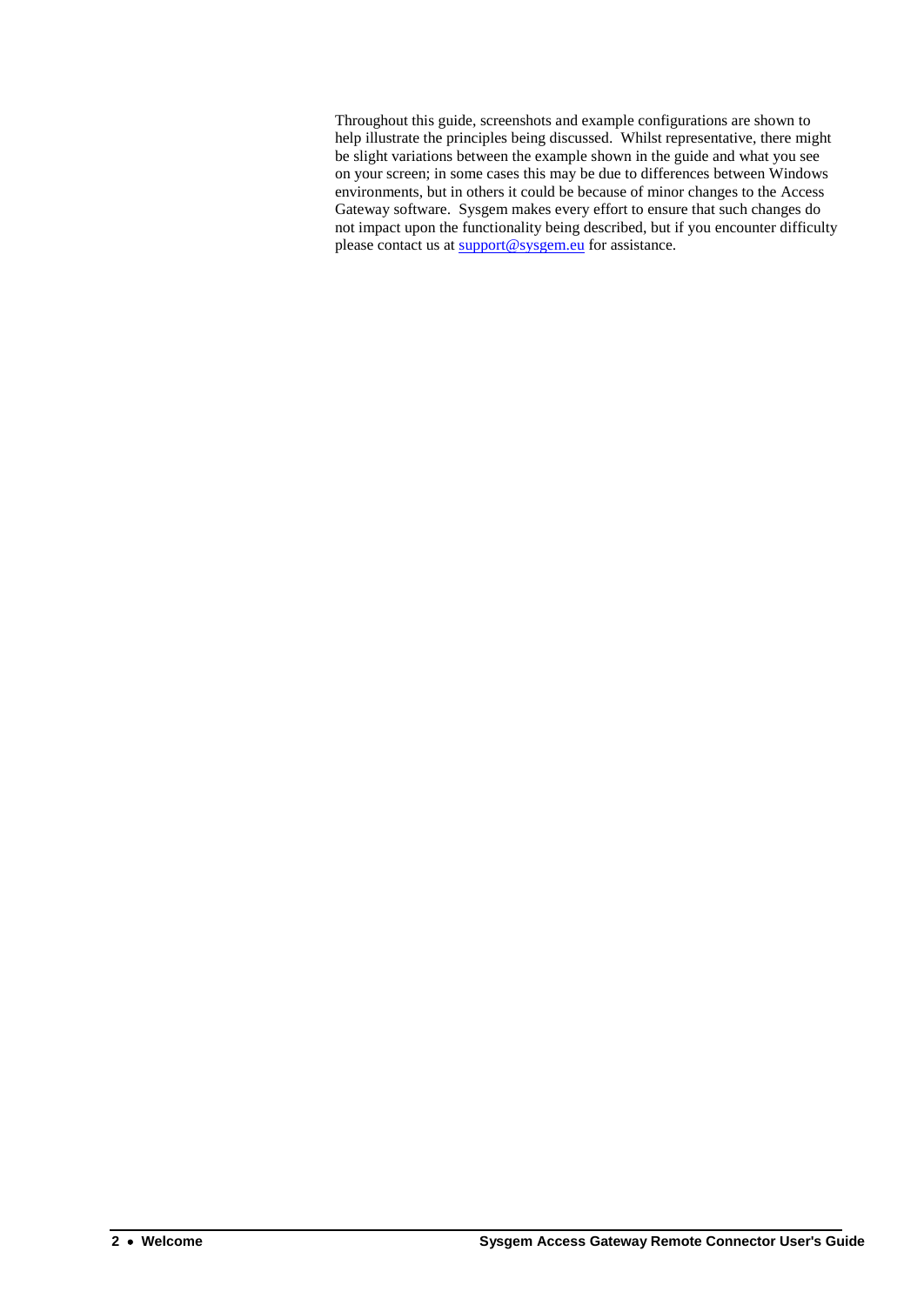Throughout this guide, screenshots and example configurations are shown to help illustrate the principles being discussed. Whilst representative, there might be slight variations between the example shown in the guide and what you see on your screen; in some cases this may be due to differences between Windows environments, but in others it could be because of minor changes to the Access Gateway software. Sysgem makes every effort to ensure that such changes do not impact upon the functionality being described, but if you encounter difficulty please contact us at support@sysgem.eu for assistance.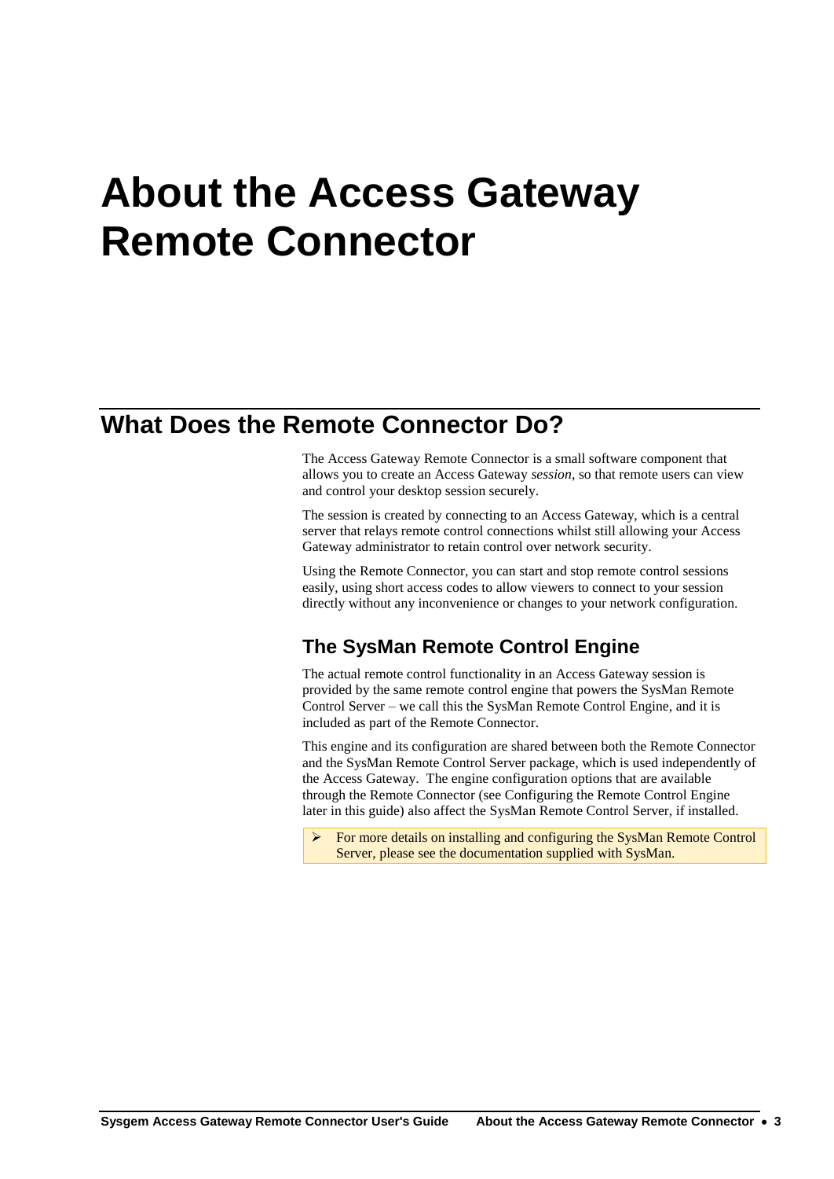# About the Access Gateway Remote Connector

## What Does the Remote Connector Do?

The Access Gateway Remote Connector is a small software component that allows you to create an Access Gateway *session*, so that remote users can view and control your desktop session securely.

The session is created by connecting to an Access Gateway, which is a central server that relays remote control connections whilst still allowing your Access Gateway administrator to retain control over network security.

Using the Remote Connector, you can start and stop remote control sessions easily, using short access codes to allow viewers to connect to your session directly without any inconvenience or changes to your network configuration.

### The SysMan Remote Control Engine

The actual remote control functionality in an Access Gateway session is provided by the same remote control engine that powers the SysMan Remote Control Server – we call this the SysMan Remote Control Engine, and it is included as part of the Remote Connector.

This engine and its configuration are shared between both the Remote Connector and the SysMan Remote Control Server package, which is used independently of the Access Gateway. The engine configuration options that are available through the Remote Connector (see Configuring the Remote Control Engine later in this guide) also affect the SysMan Remote Control Server, if installed.

> ➢ For more details on installing and configuring the SysMan Remote Control Server, please see the documentation supplied with SysMan.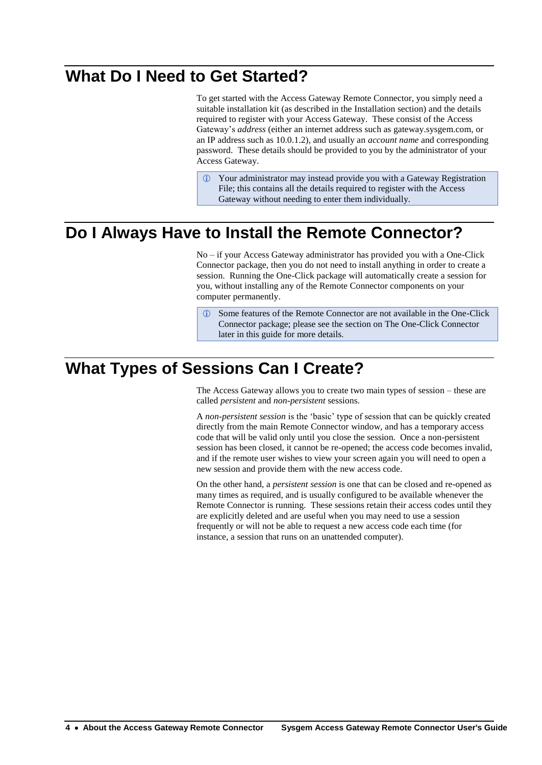## What Do I Need to Get Started?

To get started with the Access Gateway Remote Connector, you simply need a suitable installation kit (as described in the Installation section) and the details required to register with your Access Gateway. These consist of the Access Gateway's *address* (either an internet address such as gateway.sysgem.com, or an IP address such as 10.0.1.2), and usually an *account name* and corresponding password. These details should be provided to you by the administrator of your Access Gateway.

> ⓘ Your administrator may instead provide you with a Gateway Registration File; this contains all the details required to register with the Access Gateway without needing to enter them individually.

## Do I Always Have to Install the Remote Connector?

No – if your Access Gateway administrator has provided you with a One-Click Connector package, then you do not need to install anything in order to create a session. Running the One-Click package will automatically create a session for you, without installing any of the Remote Connector components on your computer permanently.

> ⓘ Some features of the Remote Connector are not available in the One-Click Connector package; please see the section on The One-Click Connector later in this guide for more details.

## What Types of Sessions Can I Create?

The Access Gateway allows you to create two main types of session – these are called *persistent* and *non-persistent* sessions.

A *non-persistent session* is the 'basic' type of session that can be quickly created directly from the main Remote Connector window, and has a temporary access code that will be valid only until you close the session. Once a non-persistent session has been closed, it cannot be re-opened; the access code becomes invalid, and if the remote user wishes to view your screen again you will need to open a new session and provide them with the new access code.

On the other hand, a *persistent session* is one that can be closed and re-opened as many times as required, and is usually configured to be available whenever the Remote Connector is running. These sessions retain their access codes until they are explicitly deleted and are useful when you may need to use a session frequently or will not be able to request a new access code each time (for instance, a session that runs on an unattended computer).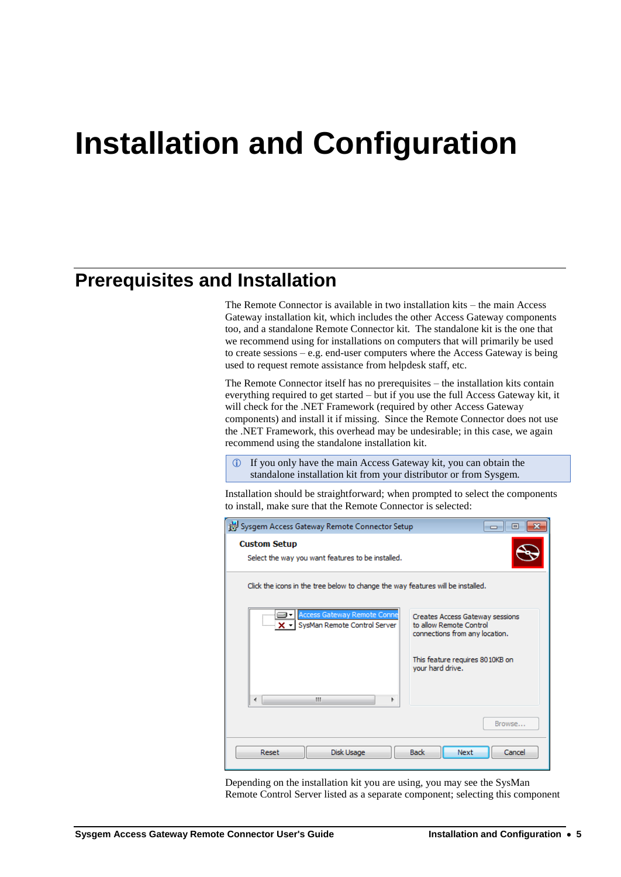# Installation and Configuration

## Prerequisites and Installation

The Remote Connector is available in two installation kits – the main Access Gateway installation kit, which includes the other Access Gateway components too, and a standalone Remote Connector kit. The standalone kit is the one that we recommend using for installations on computers that will primarily be used to create sessions – e.g. end-user computers where the Access Gateway is being used to request remote assistance from helpdesk staff, etc.

The Remote Connector itself has no prerequisites – the installation kits contain everything required to get started – but if you use the full Access Gateway kit, it will check for the .NET Framework (required by other Access Gateway components) and install it if missing. Since the Remote Connector does not use the .NET Framework, this overhead may be undesirable; in this case, we again recommend using the standalone installation kit.

> ⓘ If you only have the main Access Gateway kit, you can obtain the standalone installation kit from your distributor or from Sysgem.

Installation should be straightforward; when prompted to select the components to install, make sure that the Remote Connector is selected:

Depending on the installation kit you are using, you may see the SysMan Remote Control Server listed as a separate component; selecting this component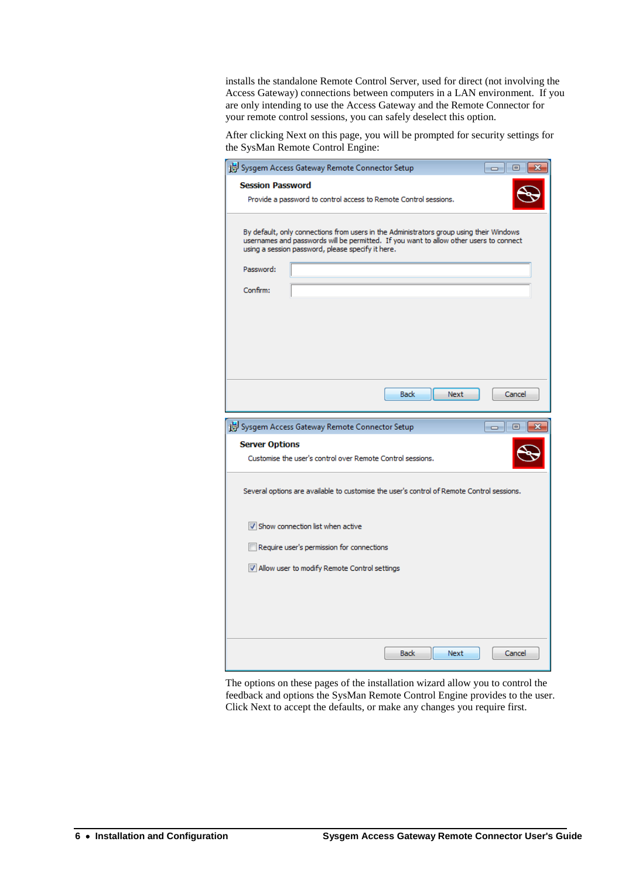installs the standalone Remote Control Server, used for direct (not involving the Access Gateway) connections between computers in a LAN environment. If you are only intending to use the Access Gateway and the Remote Connector for your remote control sessions, you can safely deselect this option.

After clicking Next on this page, you will be prompted for security settings for the SysMan Remote Control Engine:

The options on these pages of the installation wizard allow you to control the feedback and options the SysMan Remote Control Engine provides to the user. Click Next to accept the defaults, or make any changes you require first.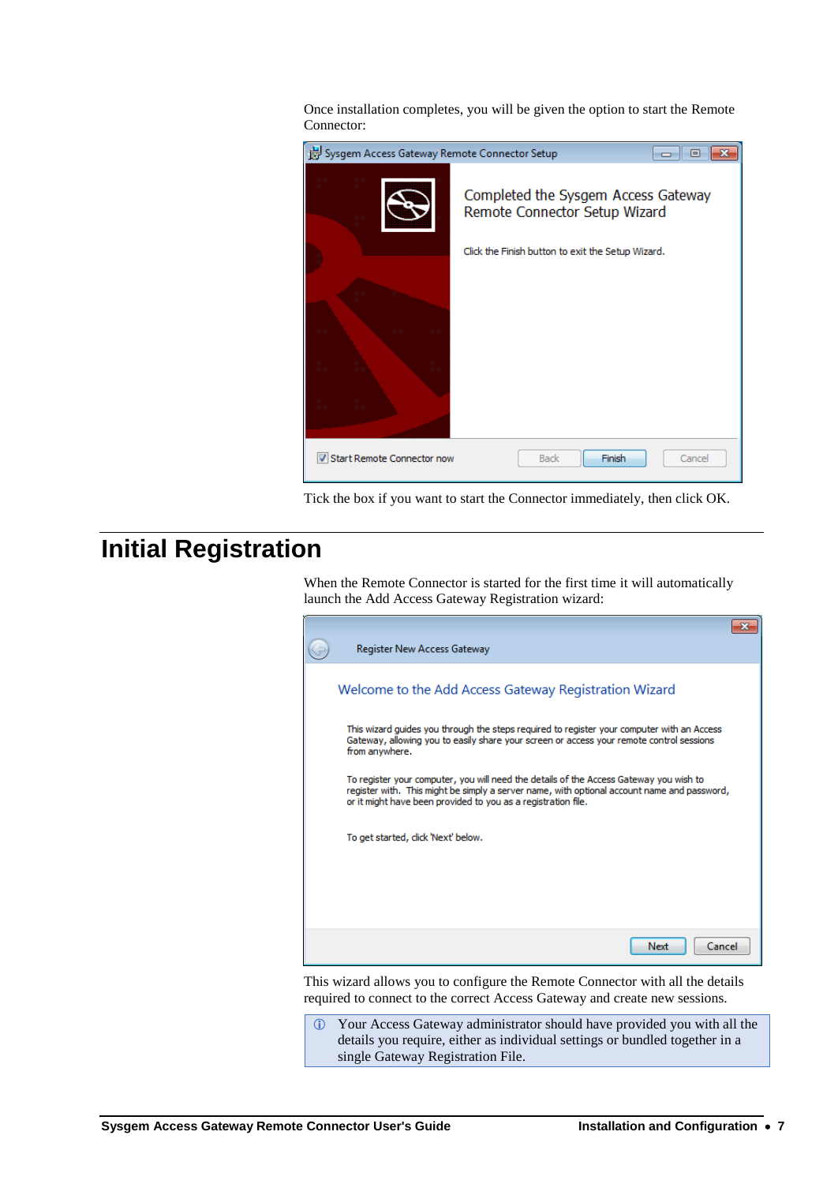Once installation completes, you will be given the option to start the Remote Connector:

Tick the box if you want to start the Connector immediately, then click OK.

# Initial Registration

When the Remote Connector is started for the first time it will automatically launch the Add Access Gateway Registration wizard:

This wizard allows you to configure the Remote Connector with all the details required to connect to the correct Access Gateway and create new sessions.

> ⓘ Your Access Gateway administrator should have provided you with all the details you require, either as individual settings or bundled together in a single Gateway Registration File.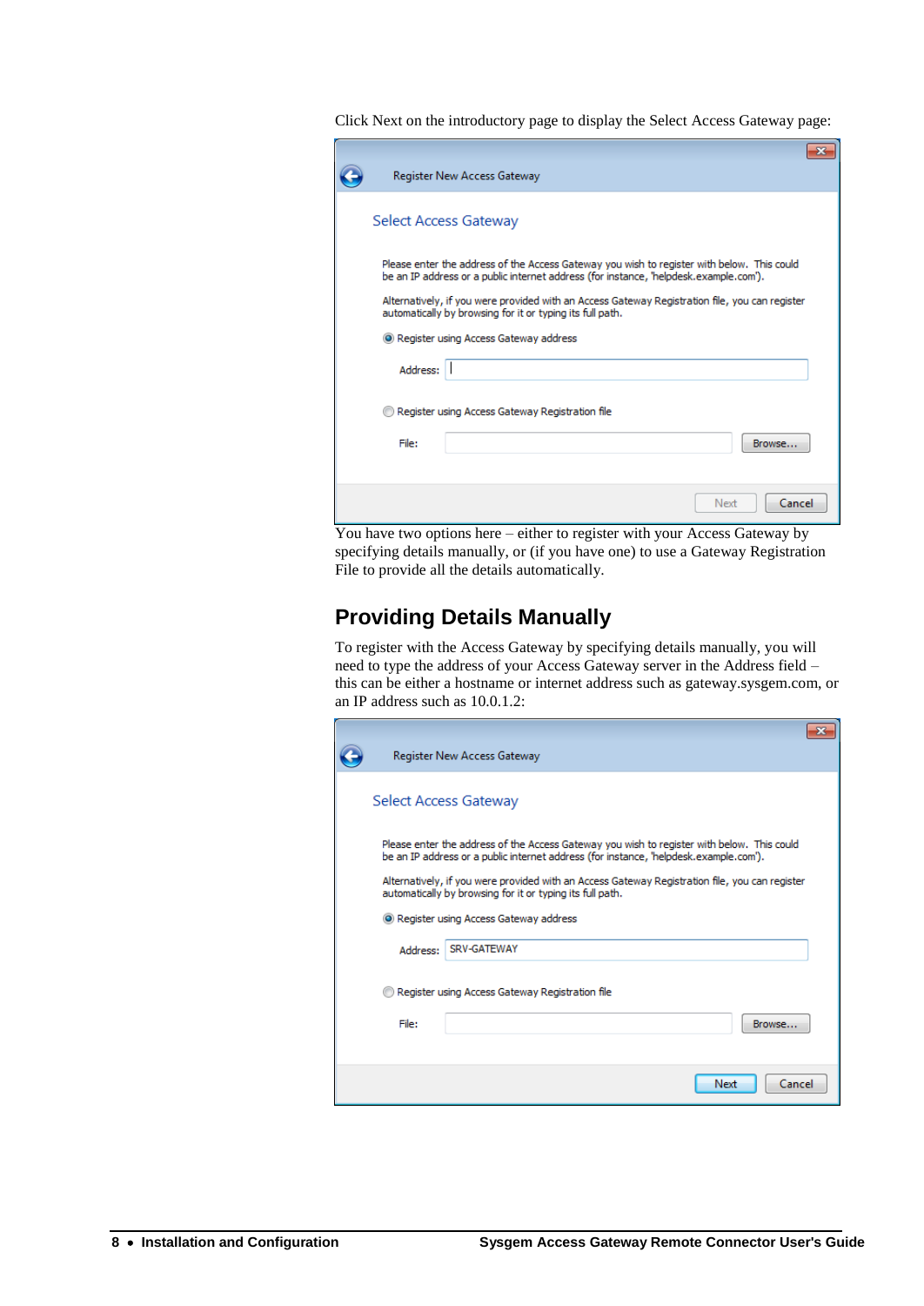Click Next on the introductory page to display the Select Access Gateway page:

You have two options here – either to register with your Access Gateway by specifying details manually, or (if you have one) to use a Gateway Registration File to provide all the details automatically.

## Providing Details Manually

To register with the Access Gateway by specifying details manually, you will need to type the address of your Access Gateway server in the Address field – this can be either a hostname or internet address such as gateway.sysgem.com, or an IP address such as 10.0.1.2: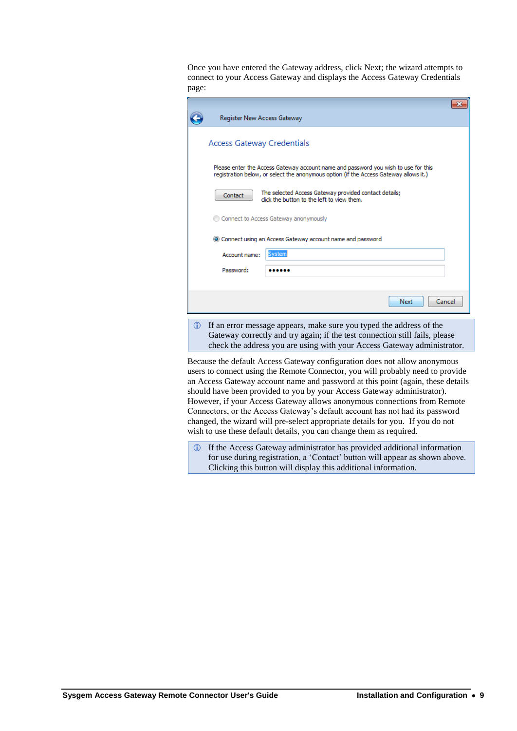Once you have entered the Gateway address, click Next; the wizard attempts to connect to your Access Gateway and displays the Access Gateway Credentials page:

Register New Access Gateway

Access Gateway Credentials

Please enter the Access Gateway account name and password you wish to use for this registration below, or select the anonymous option (if the Access Gateway allows it.)

Contact — The selected Access Gateway provided contact details; click the button to the left to view them.

Connect to Access Gateway anonymously

Connect using an Access Gateway account name and password

Account name: System

Password: ••••••

Next Cancel

ⓘ If an error message appears, make sure you typed the address of the Gateway correctly and try again; if the test connection still fails, please check the address you are using with your Access Gateway administrator.

Because the default Access Gateway configuration does not allow anonymous users to connect using the Remote Connector, you will probably need to provide an Access Gateway account name and password at this point (again, these details should have been provided to you by your Access Gateway administrator). However, if your Access Gateway allows anonymous connections from Remote Connectors, or the Access Gateway's default account has not had its password changed, the wizard will pre-select appropriate details for you. If you do not wish to use these default details, you can change them as required.

ⓘ If the Access Gateway administrator has provided additional information for use during registration, a 'Contact' button will appear as shown above. Clicking this button will display this additional information.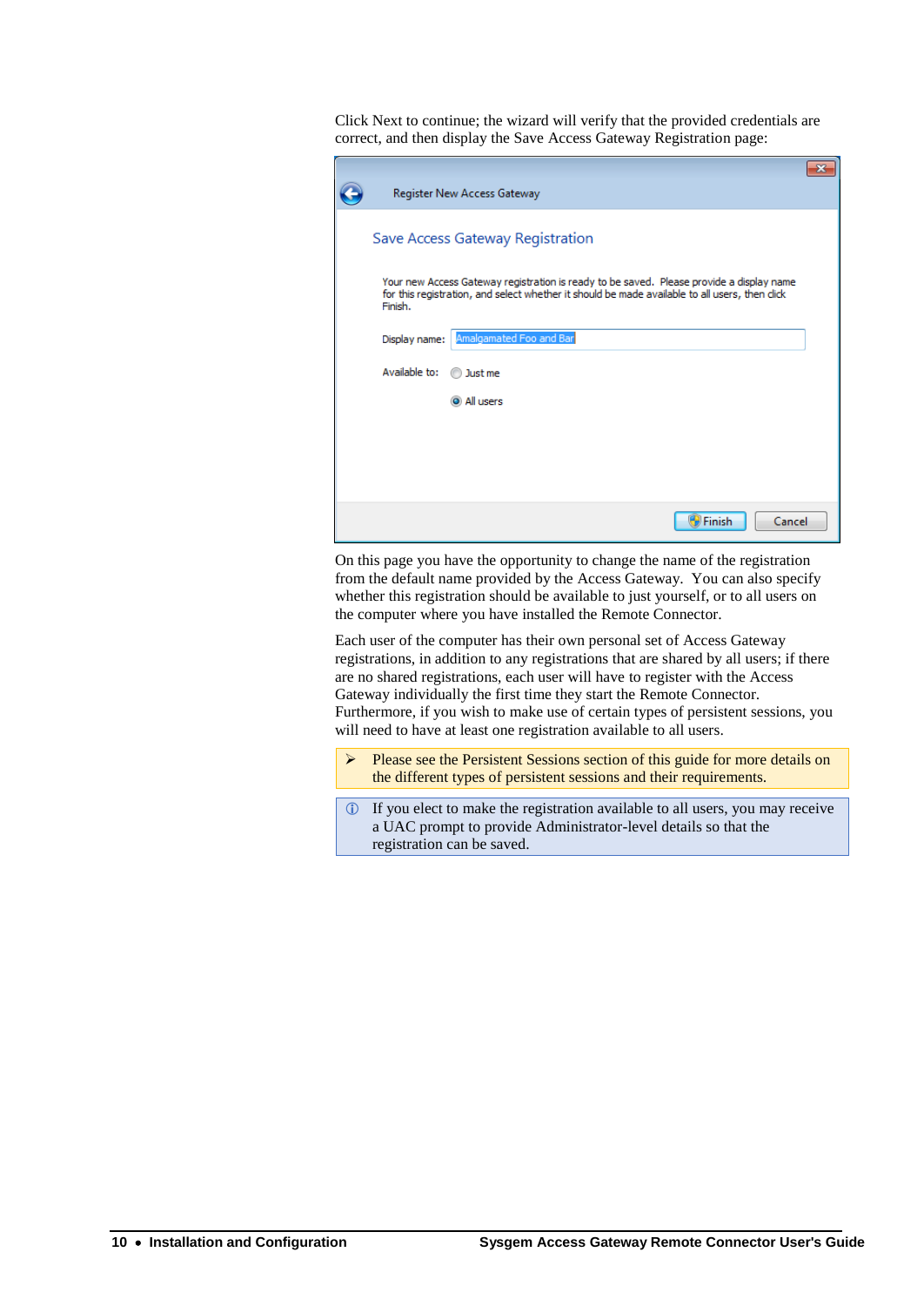Click Next to continue; the wizard will verify that the provided credentials are correct, and then display the Save Access Gateway Registration page:

On this page you have the opportunity to change the name of the registration from the default name provided by the Access Gateway.  You can also specify whether this registration should be available to just yourself, or to all users on the computer where you have installed the Remote Connector.

Each user of the computer has their own personal set of Access Gateway registrations, in addition to any registrations that are shared by all users; if there are no shared registrations, each user will have to register with the Access Gateway individually the first time they start the Remote Connector. Furthermore, if you wish to make use of certain types of persistent sessions, you will need to have at least one registration available to all users.

> ➢ Please see the Persistent Sessions section of this guide for more details on the different types of persistent sessions and their requirements.

> ⓘ If you elect to make the registration available to all users, you may receive a UAC prompt to provide Administrator-level details so that the registration can be saved.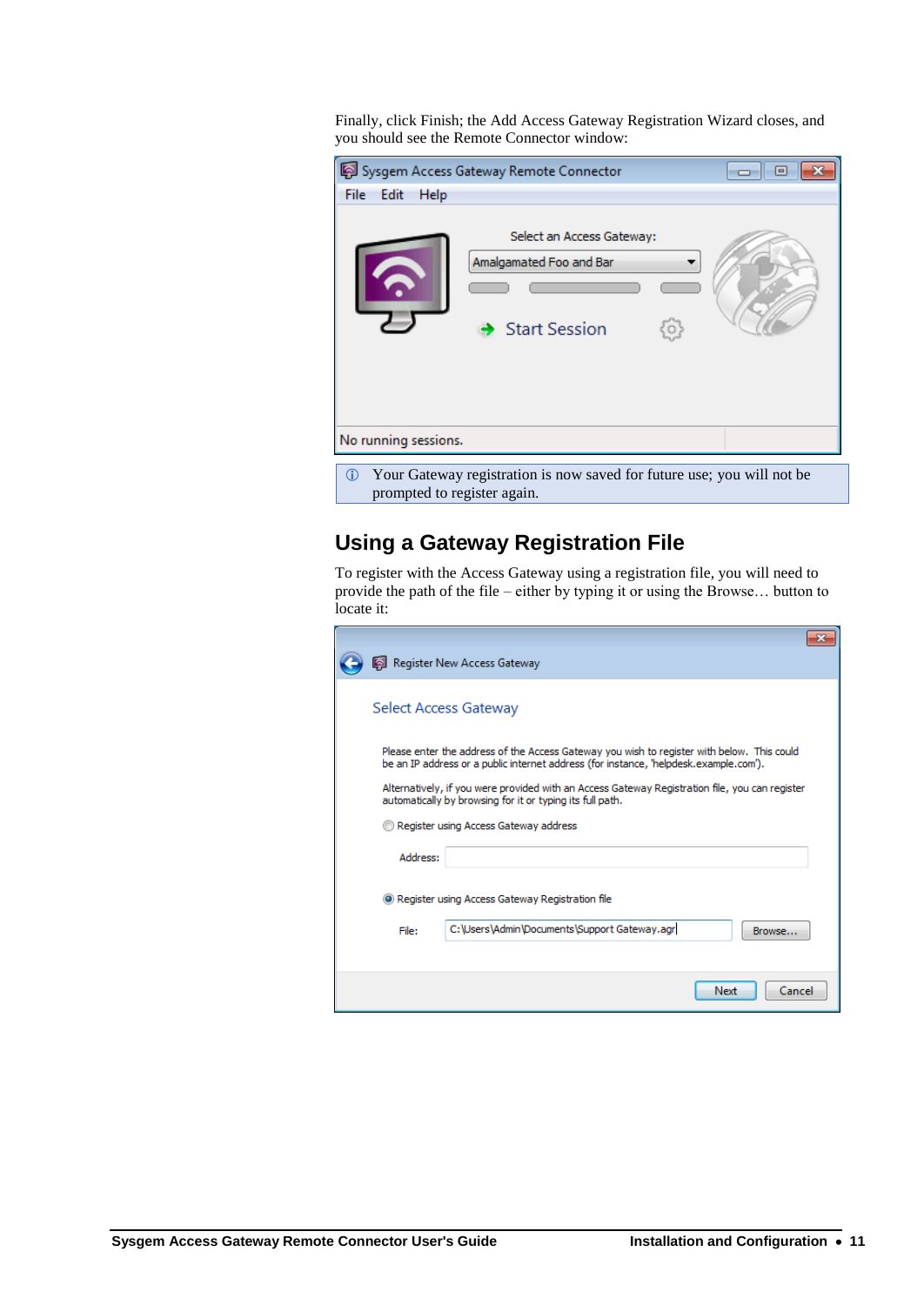Finally, click Finish; the Add Access Gateway Registration Wizard closes, and you should see the Remote Connector window:

> ⓘ Your Gateway registration is now saved for future use; you will not be prompted to register again.

## Using a Gateway Registration File

To register with the Access Gateway using a registration file, you will need to provide the path of the file – either by typing it or using the Browse… button to locate it: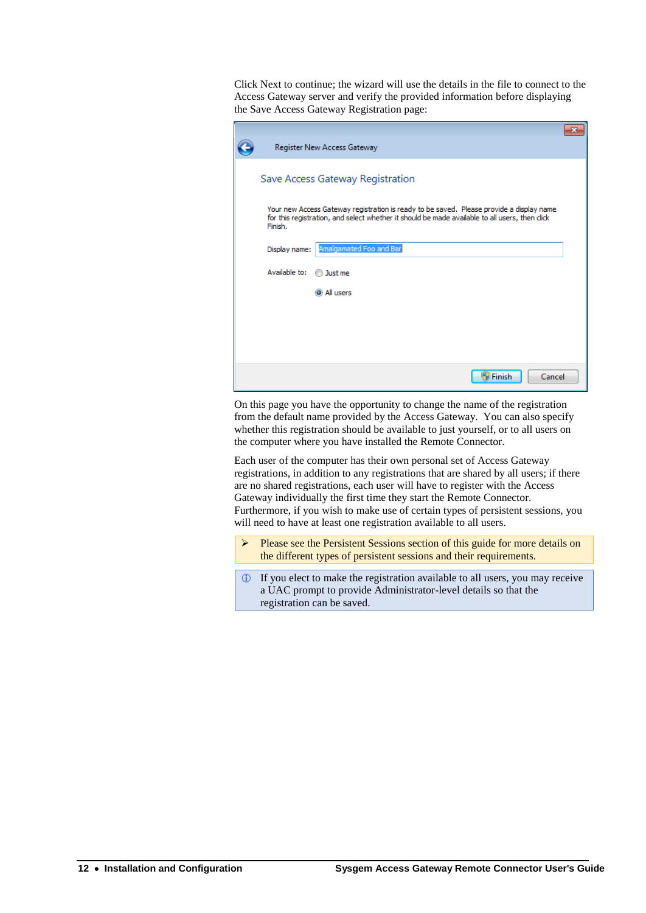Click Next to continue; the wizard will use the details in the file to connect to the Access Gateway server and verify the provided information before displaying the Save Access Gateway Registration page:

On this page you have the opportunity to change the name of the registration from the default name provided by the Access Gateway.  You can also specify whether this registration should be available to just yourself, or to all users on the computer where you have installed the Remote Connector.

Each user of the computer has their own personal set of Access Gateway registrations, in addition to any registrations that are shared by all users; if there are no shared registrations, each user will have to register with the Access Gateway individually the first time they start the Remote Connector. Furthermore, if you wish to make use of certain types of persistent sessions, you will need to have at least one registration available to all users.

> ➢ Please see the Persistent Sessions section of this guide for more details on the different types of persistent sessions and their requirements.

> ⓘ If you elect to make the registration available to all users, you may receive a UAC prompt to provide Administrator-level details so that the registration can be saved.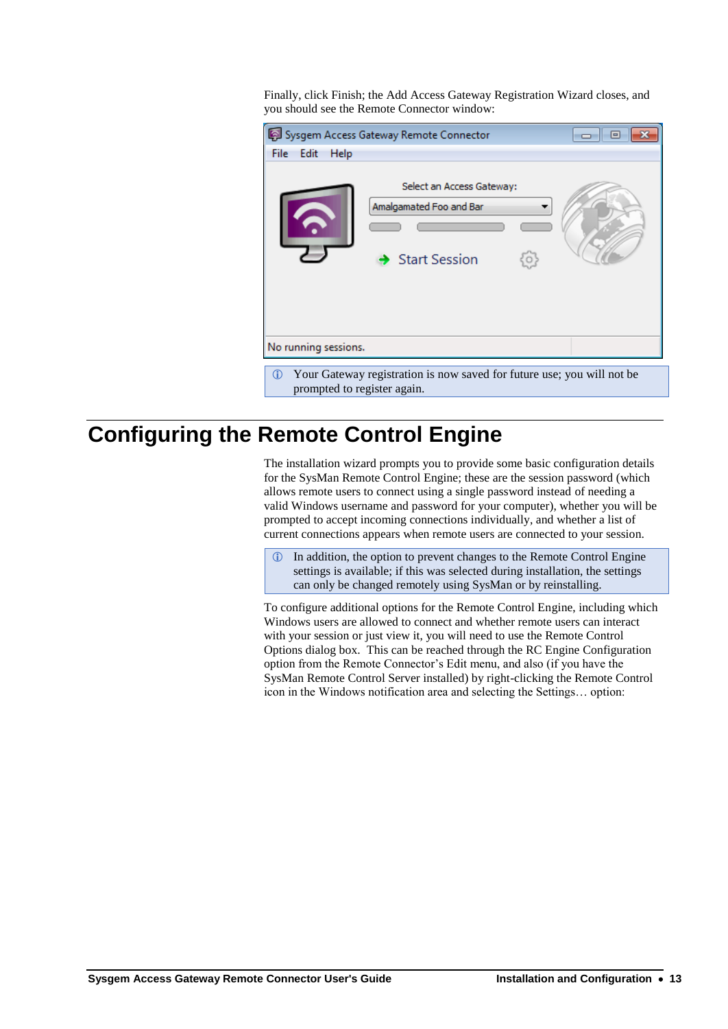Finally, click Finish; the Add Access Gateway Registration Wizard closes, and you should see the Remote Connector window:

> ⓘ Your Gateway registration is now saved for future use; you will not be prompted to register again.

# Configuring the Remote Control Engine

The installation wizard prompts you to provide some basic configuration details for the SysMan Remote Control Engine; these are the session password (which allows remote users to connect using a single password instead of needing a valid Windows username and password for your computer), whether you will be prompted to accept incoming connections individually, and whether a list of current connections appears when remote users are connected to your session.

> ⓘ In addition, the option to prevent changes to the Remote Control Engine settings is available; if this was selected during installation, the settings can only be changed remotely using SysMan or by reinstalling.

To configure additional options for the Remote Control Engine, including which Windows users are allowed to connect and whether remote users can interact with your session or just view it, you will need to use the Remote Control Options dialog box. This can be reached through the RC Engine Configuration option from the Remote Connector's Edit menu, and also (if you have the SysMan Remote Control Server installed) by right-clicking the Remote Control icon in the Windows notification area and selecting the Settings… option: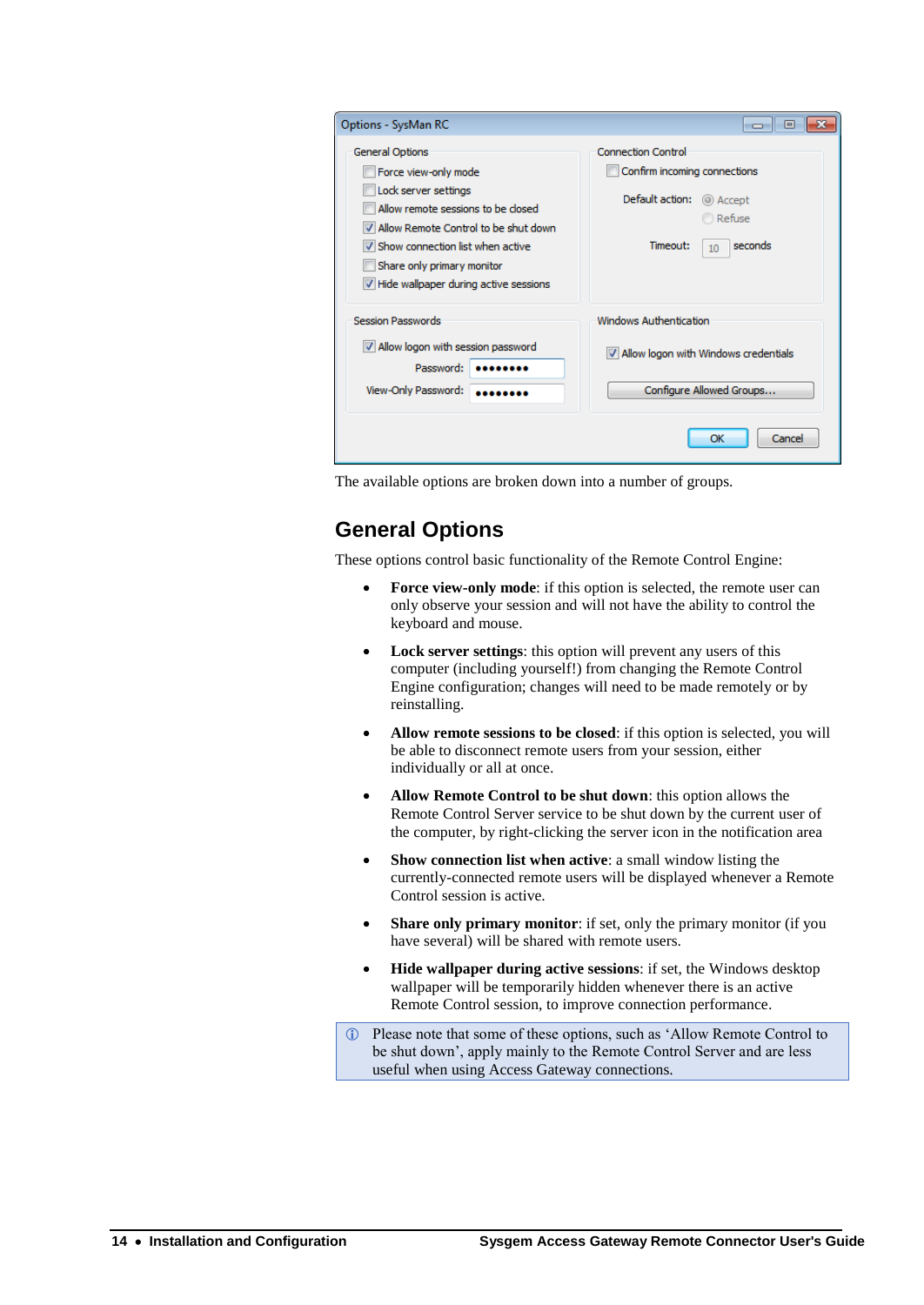The available options are broken down into a number of groups.

## General Options

These options control basic functionality of the Remote Control Engine:

- **Force view-only mode**: if this option is selected, the remote user can only observe your session and will not have the ability to control the keyboard and mouse.
- **Lock server settings**: this option will prevent any users of this computer (including yourself!) from changing the Remote Control Engine configuration; changes will need to be made remotely or by reinstalling.
- **Allow remote sessions to be closed**: if this option is selected, you will be able to disconnect remote users from your session, either individually or all at once.
- **Allow Remote Control to be shut down**: this option allows the Remote Control Server service to be shut down by the current user of the computer, by right-clicking the server icon in the notification area
- **Show connection list when active**: a small window listing the currently-connected remote users will be displayed whenever a Remote Control session is active.
- **Share only primary monitor**: if set, only the primary monitor (if you have several) will be shared with remote users.
- **Hide wallpaper during active sessions**: if set, the Windows desktop wallpaper will be temporarily hidden whenever there is an active Remote Control session, to improve connection performance.

ⓘ Please note that some of these options, such as ‘Allow Remote Control to be shut down’, apply mainly to the Remote Control Server and are less useful when using Access Gateway connections.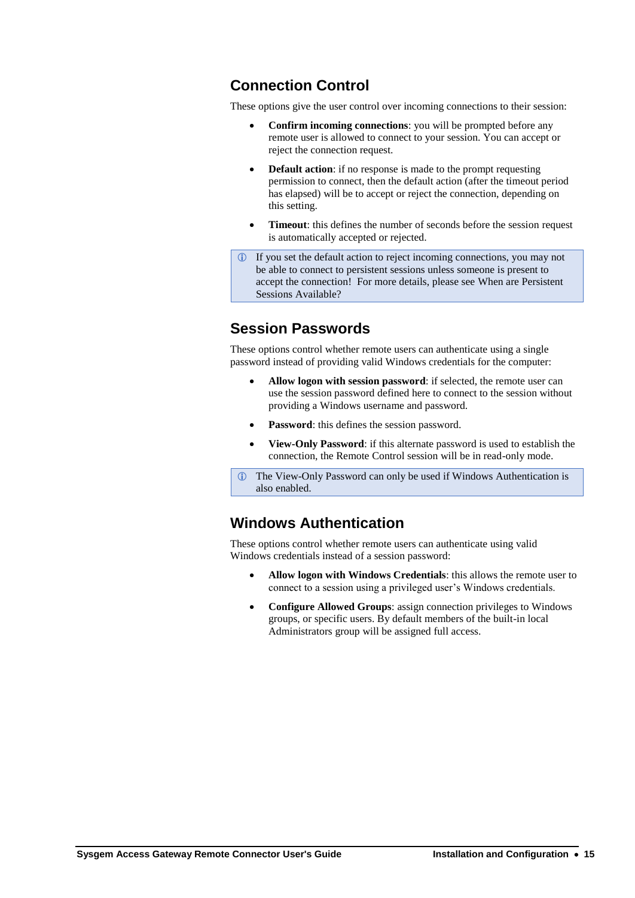## Connection Control

These options give the user control over incoming connections to their session:

- **Confirm incoming connections**: you will be prompted before any remote user is allowed to connect to your session. You can accept or reject the connection request.
- **Default action**: if no response is made to the prompt requesting permission to connect, then the default action (after the timeout period has elapsed) will be to accept or reject the connection, depending on this setting.
- **Timeout**: this defines the number of seconds before the session request is automatically accepted or rejected.

> ⓘ If you set the default action to reject incoming connections, you may not be able to connect to persistent sessions unless someone is present to accept the connection! For more details, please see When are Persistent Sessions Available?

## Session Passwords

These options control whether remote users can authenticate using a single password instead of providing valid Windows credentials for the computer:

- **Allow logon with session password**: if selected, the remote user can use the session password defined here to connect to the session without providing a Windows username and password.
- **Password**: this defines the session password.
- **View-Only Password**: if this alternate password is used to establish the connection, the Remote Control session will be in read-only mode.

> ⓘ The View-Only Password can only be used if Windows Authentication is also enabled.

## Windows Authentication

These options control whether remote users can authenticate using valid Windows credentials instead of a session password:

- **Allow logon with Windows Credentials**: this allows the remote user to connect to a session using a privileged user's Windows credentials.
- **Configure Allowed Groups**: assign connection privileges to Windows groups, or specific users. By default members of the built-in local Administrators group will be assigned full access.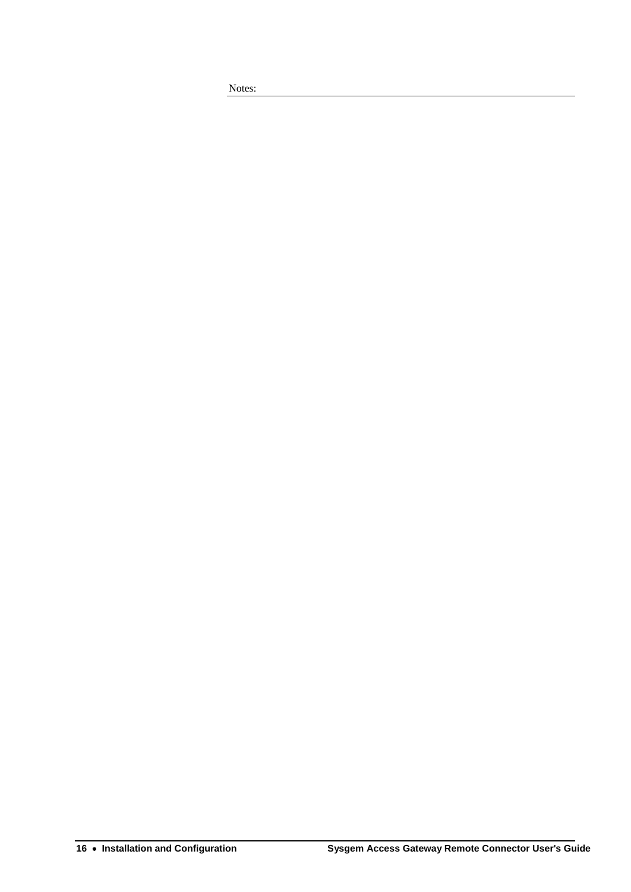Notes: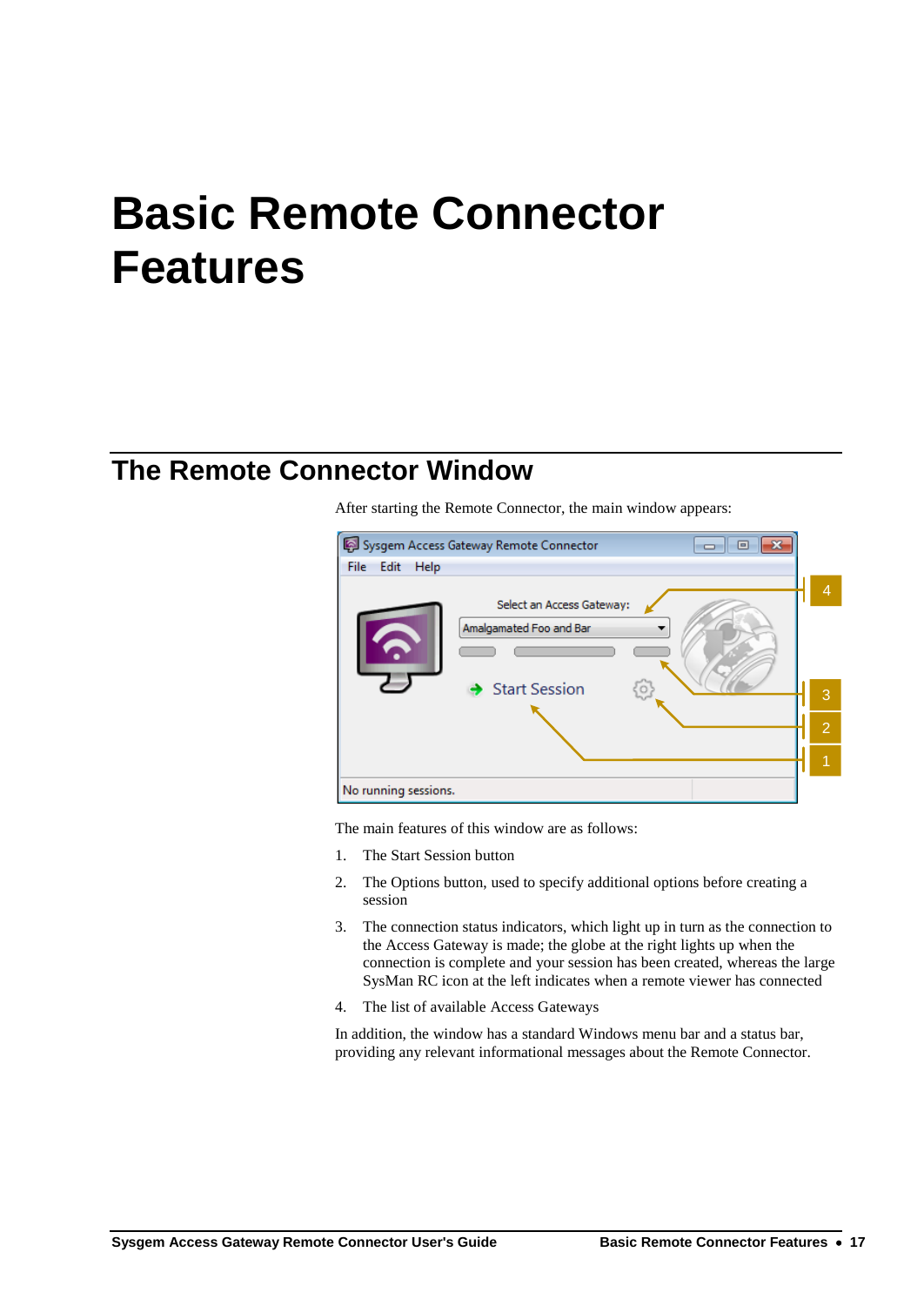# Basic Remote Connector Features

## The Remote Connector Window

After starting the Remote Connector, the main window appears:

The main features of this window are as follows:

1. The Start Session button
2. The Options button, used to specify additional options before creating a session
3. The connection status indicators, which light up in turn as the connection to the Access Gateway is made; the globe at the right lights up when the connection is complete and your session has been created, whereas the large SysMan RC icon at the left indicates when a remote viewer has connected
4. The list of available Access Gateways

In addition, the window has a standard Windows menu bar and a status bar, providing any relevant informational messages about the Remote Connector.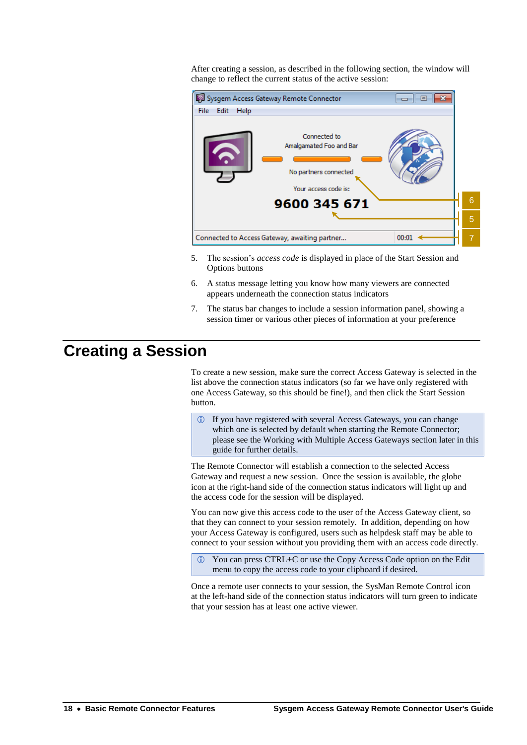After creating a session, as described in the following section, the window will change to reflect the current status of the active session:

5. The session's *access code* is displayed in place of the Start Session and Options buttons
6. A status message letting you know how many viewers are connected appears underneath the connection status indicators
7. The status bar changes to include a session information panel, showing a session timer or various other pieces of information at your preference

# Creating a Session

To create a new session, make sure the correct Access Gateway is selected in the list above the connection status indicators (so far we have only registered with one Access Gateway, so this should be fine!), and then click the Start Session button.

> ⓘ If you have registered with several Access Gateways, you can change which one is selected by default when starting the Remote Connector; please see the Working with Multiple Access Gateways section later in this guide for further details.

The Remote Connector will establish a connection to the selected Access Gateway and request a new session. Once the session is available, the globe icon at the right-hand side of the connection status indicators will light up and the access code for the session will be displayed.

You can now give this access code to the user of the Access Gateway client, so that they can connect to your session remotely. In addition, depending on how your Access Gateway is configured, users such as helpdesk staff may be able to connect to your session without you providing them with an access code directly.

> ⓘ You can press CTRL+C or use the Copy Access Code option on the Edit menu to copy the access code to your clipboard if desired.

Once a remote user connects to your session, the SysMan Remote Control icon at the left-hand side of the connection status indicators will turn green to indicate that your session has at least one active viewer.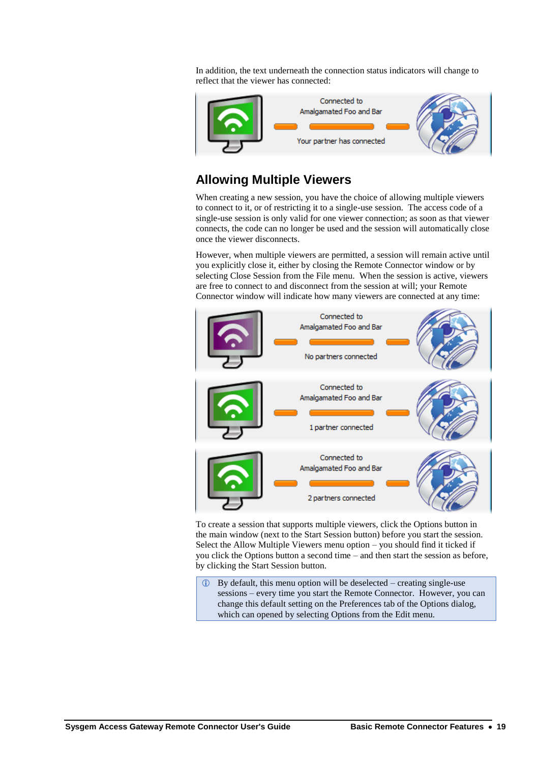In addition, the text underneath the connection status indicators will change to reflect that the viewer has connected:

## Allowing Multiple Viewers

When creating a new session, you have the choice of allowing multiple viewers to connect to it, or of restricting it to a single-use session. The access code of a single-use session is only valid for one viewer connection; as soon as that viewer connects, the code can no longer be used and the session will automatically close once the viewer disconnects.

However, when multiple viewers are permitted, a session will remain active until you explicitly close it, either by closing the Remote Connector window or by selecting Close Session from the File menu. When the session is active, viewers are free to connect to and disconnect from the session at will; your Remote Connector window will indicate how many viewers are connected at any time:

To create a session that supports multiple viewers, click the Options button in the main window (next to the Start Session button) before you start the session. Select the Allow Multiple Viewers menu option – you should find it ticked if you click the Options button a second time – and then start the session as before, by clicking the Start Session button.

ⓘ By default, this menu option will be deselected – creating single-use sessions – every time you start the Remote Connector. However, you can change this default setting on the Preferences tab of the Options dialog, which can opened by selecting Options from the Edit menu.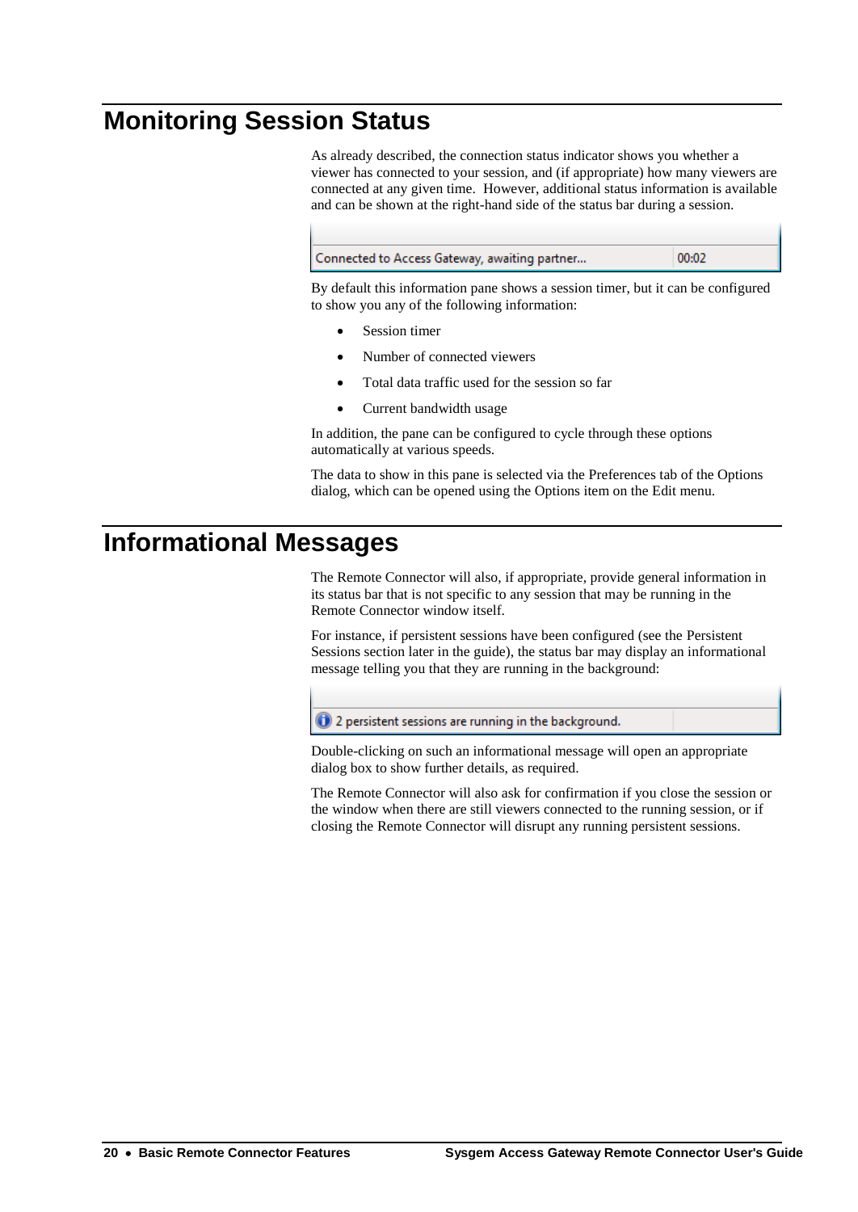# Monitoring Session Status

As already described, the connection status indicator shows you whether a viewer has connected to your session, and (if appropriate) how many viewers are connected at any given time. However, additional status information is available and can be shown at the right-hand side of the status bar during a session.

By default this information pane shows a session timer, but it can be configured to show you any of the following information:

- Session timer
- Number of connected viewers
- Total data traffic used for the session so far
- Current bandwidth usage

In addition, the pane can be configured to cycle through these options automatically at various speeds.

The data to show in this pane is selected via the Preferences tab of the Options dialog, which can be opened using the Options item on the Edit menu.

# Informational Messages

The Remote Connector will also, if appropriate, provide general information in its status bar that is not specific to any session that may be running in the Remote Connector window itself.

For instance, if persistent sessions have been configured (see the Persistent Sessions section later in the guide), the status bar may display an informational message telling you that they are running in the background:

Double-clicking on such an informational message will open an appropriate dialog box to show further details, as required.

The Remote Connector will also ask for confirmation if you close the session or the window when there are still viewers connected to the running session, or if closing the Remote Connector will disrupt any running persistent sessions.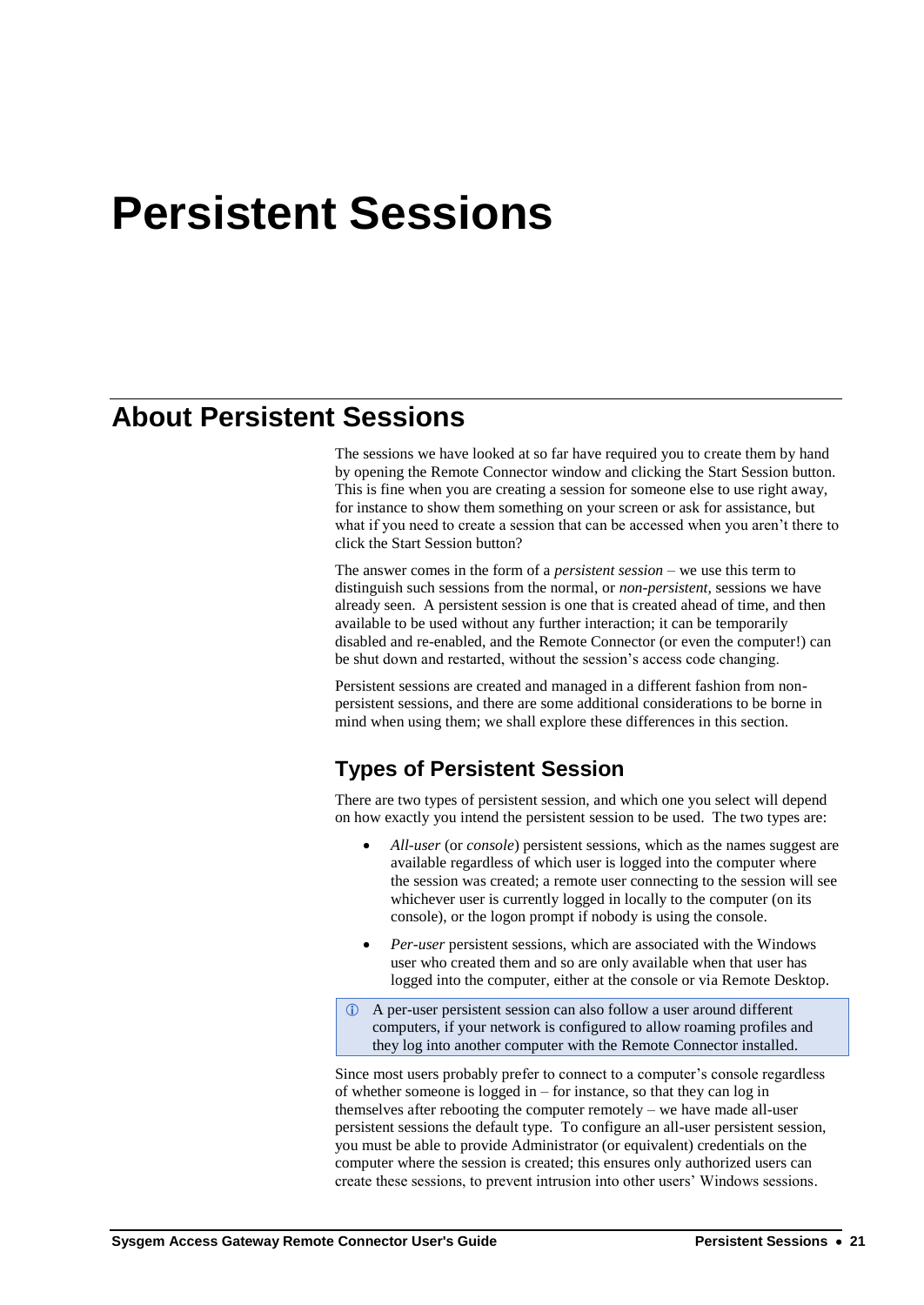# Persistent Sessions

## About Persistent Sessions

The sessions we have looked at so far have required you to create them by hand by opening the Remote Connector window and clicking the Start Session button. This is fine when you are creating a session for someone else to use right away, for instance to show them something on your screen or ask for assistance, but what if you need to create a session that can be accessed when you aren't there to click the Start Session button?

The answer comes in the form of a *persistent session* – we use this term to distinguish such sessions from the normal, or *non-persistent*, sessions we have already seen. A persistent session is one that is created ahead of time, and then available to be used without any further interaction; it can be temporarily disabled and re-enabled, and the Remote Connector (or even the computer!) can be shut down and restarted, without the session's access code changing.

Persistent sessions are created and managed in a different fashion from non-persistent sessions, and there are some additional considerations to be borne in mind when using them; we shall explore these differences in this section.

### Types of Persistent Session

There are two types of persistent session, and which one you select will depend on how exactly you intend the persistent session to be used. The two types are:

- *All-user* (or *console*) persistent sessions, which as the names suggest are available regardless of which user is logged into the computer where the session was created; a remote user connecting to the session will see whichever user is currently logged in locally to the computer (on its console), or the logon prompt if nobody is using the console.
- *Per-user* persistent sessions, which are associated with the Windows user who created them and so are only available when that user has logged into the computer, either at the console or via Remote Desktop.

> ⓘ A per-user persistent session can also follow a user around different computers, if your network is configured to allow roaming profiles and they log into another computer with the Remote Connector installed.

Since most users probably prefer to connect to a computer's console regardless of whether someone is logged in – for instance, so that they can log in themselves after rebooting the computer remotely – we have made all-user persistent sessions the default type. To configure an all-user persistent session, you must be able to provide Administrator (or equivalent) credentials on the computer where the session is created; this ensures only authorized users can create these sessions, to prevent intrusion into other users' Windows sessions.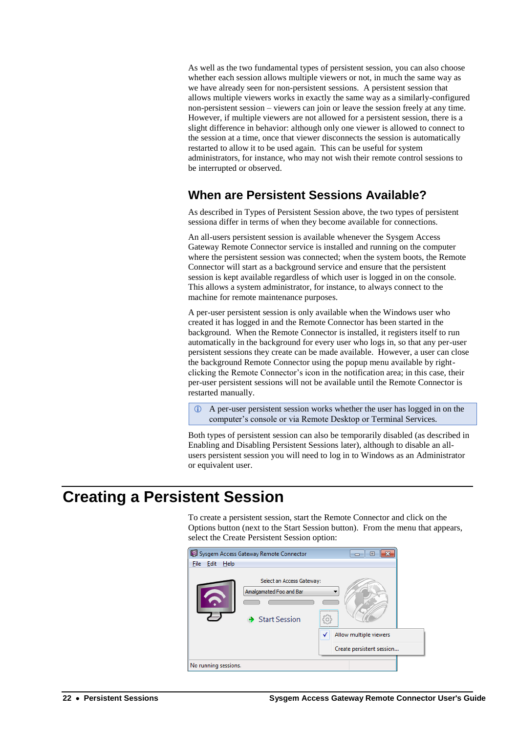As well as the two fundamental types of persistent session, you can also choose whether each session allows multiple viewers or not, in much the same way as we have already seen for non-persistent sessions. A persistent session that allows multiple viewers works in exactly the same way as a similarly-configured non-persistent session – viewers can join or leave the session freely at any time. However, if multiple viewers are not allowed for a persistent session, there is a slight difference in behavior: although only one viewer is allowed to connect to the session at a time, once that viewer disconnects the session is automatically restarted to allow it to be used again. This can be useful for system administrators, for instance, who may not wish their remote control sessions to be interrupted or observed.

## When are Persistent Sessions Available?

As described in Types of Persistent Session above, the two types of persistent sessiona differ in terms of when they become available for connections.

An all-users persistent session is available whenever the Sysgem Access Gateway Remote Connector service is installed and running on the computer where the persistent session was connected; when the system boots, the Remote Connector will start as a background service and ensure that the persistent session is kept available regardless of which user is logged in on the console. This allows a system administrator, for instance, to always connect to the machine for remote maintenance purposes.

A per-user persistent session is only available when the Windows user who created it has logged in and the Remote Connector has been started in the background. When the Remote Connector is installed, it registers itself to run automatically in the background for every user who logs in, so that any per-user persistent sessions they create can be made available. However, a user can close the background Remote Connector using the popup menu available by right-clicking the Remote Connector's icon in the notification area; in this case, their per-user persistent sessions will not be available until the Remote Connector is restarted manually.

> ⓘ A per-user persistent session works whether the user has logged in on the computer's console or via Remote Desktop or Terminal Services.

Both types of persistent session can also be temporarily disabled (as described in Enabling and Disabling Persistent Sessions later), although to disable an all-users persistent session you will need to log in to Windows as an Administrator or equivalent user.

# Creating a Persistent Session

To create a persistent session, start the Remote Connector and click on the Options button (next to the Start Session button). From the menu that appears, select the Create Persistent Session option: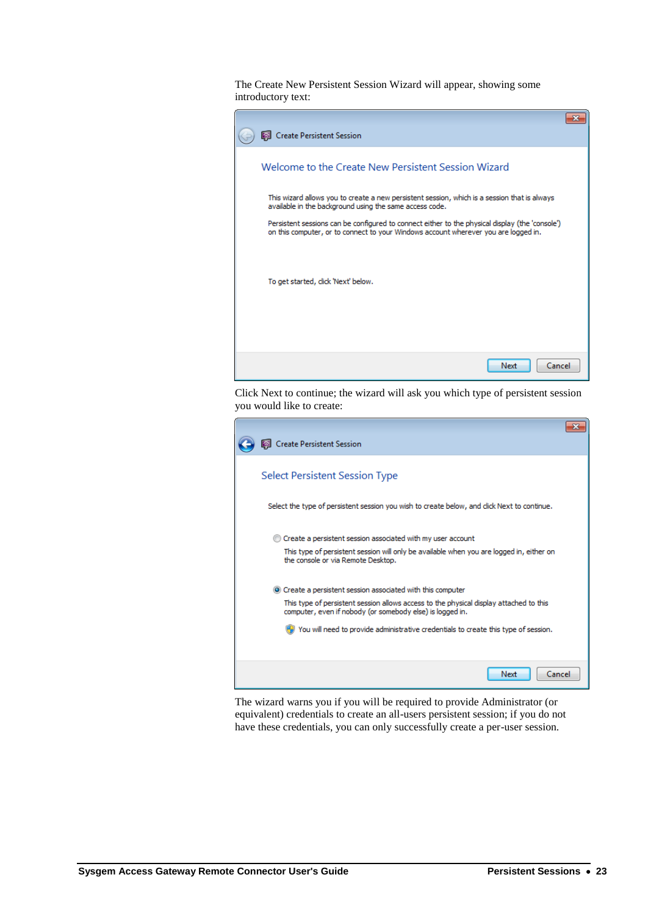The Create New Persistent Session Wizard will appear, showing some introductory text:

Create Persistent Session

Welcome to the Create New Persistent Session Wizard

This wizard allows you to create a new persistent session, which is a session that is always available in the background using the same access code.

Persistent sessions can be configured to connect either to the physical display (the 'console') on this computer, or to connect to your Windows account wherever you are logged in.

To get started, click 'Next' below.

Next Cancel

Click Next to continue; the wizard will ask you which type of persistent session you would like to create:

Create Persistent Session

Select Persistent Session Type

Select the type of persistent session you wish to create below, and click Next to continue.

Create a persistent session associated with my user account

This type of persistent session will only be available when you are logged in, either on the console or via Remote Desktop.

Create a persistent session associated with this computer

This type of persistent session allows access to the physical display attached to this computer, even if nobody (or somebody else) is logged in.

You will need to provide administrative credentials to create this type of session.

Next Cancel

The wizard warns you if you will be required to provide Administrator (or equivalent) credentials to create an all-users persistent session; if you do not have these credentials, you can only successfully create a per-user session.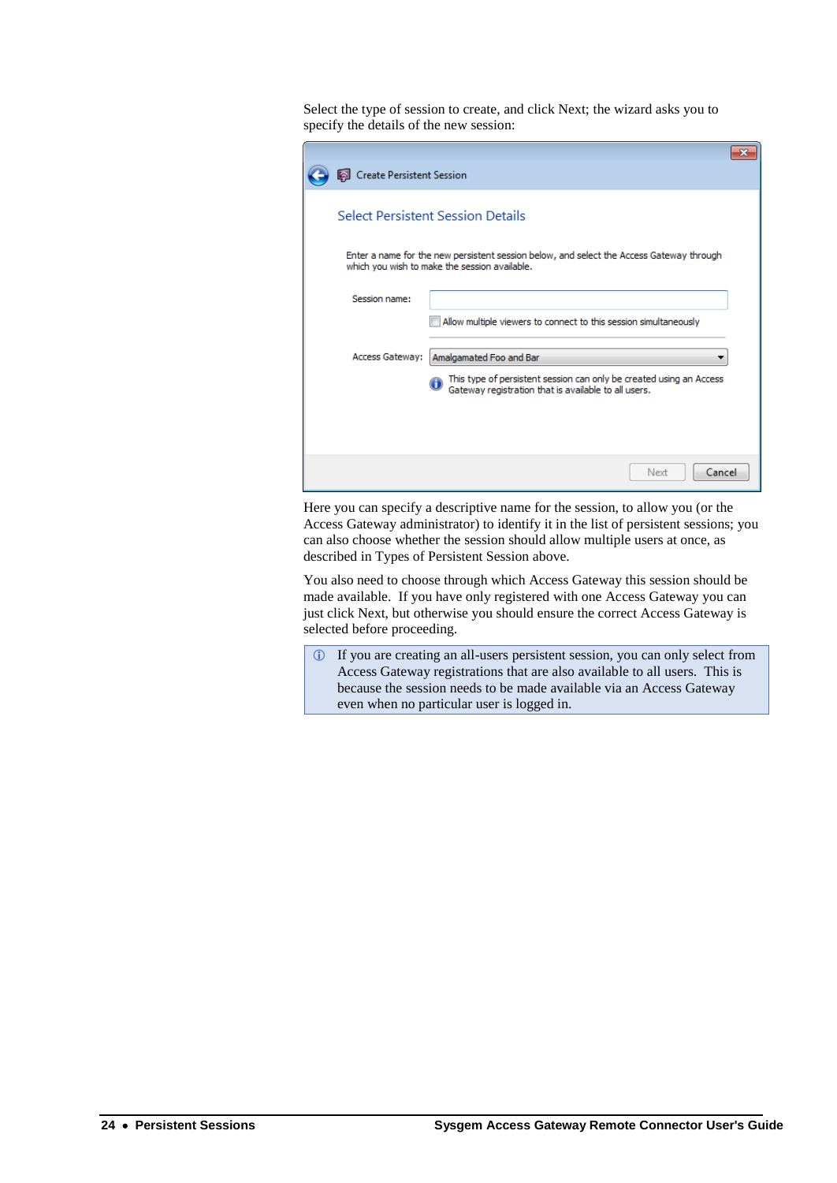Select the type of session to create, and click Next; the wizard asks you to specify the details of the new session:

Here you can specify a descriptive name for the session, to allow you (or the Access Gateway administrator) to identify it in the list of persistent sessions; you can also choose whether the session should allow multiple users at once, as described in Types of Persistent Session above.

You also need to choose through which Access Gateway this session should be made available. If you have only registered with one Access Gateway you can just click Next, but otherwise you should ensure the correct Access Gateway is selected before proceeding.

> ⓘ If you are creating an all-users persistent session, you can only select from Access Gateway registrations that are also available to all users. This is because the session needs to be made available via an Access Gateway even when no particular user is logged in.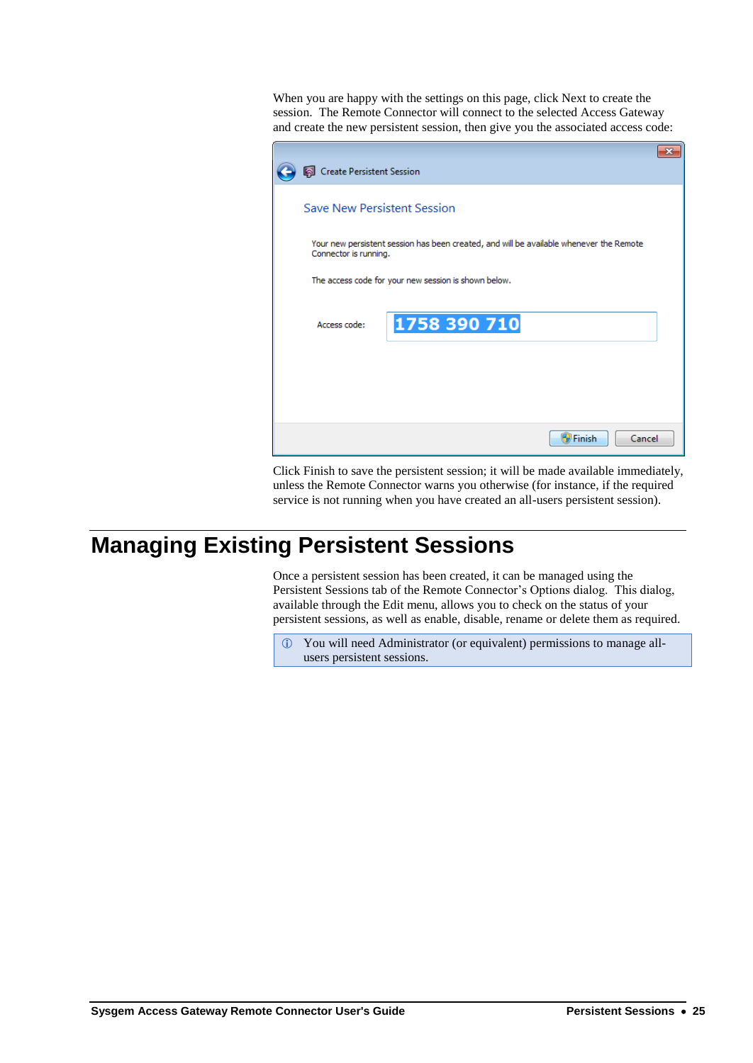When you are happy with the settings on this page, click Next to create the session. The Remote Connector will connect to the selected Access Gateway and create the new persistent session, then give you the associated access code:

Click Finish to save the persistent session; it will be made available immediately, unless the Remote Connector warns you otherwise (for instance, if the required service is not running when you have created an all-users persistent session).

# Managing Existing Persistent Sessions

Once a persistent session has been created, it can be managed using the Persistent Sessions tab of the Remote Connector's Options dialog. This dialog, available through the Edit menu, allows you to check on the status of your persistent sessions, as well as enable, disable, rename or delete them as required.

> ⓘ You will need Administrator (or equivalent) permissions to manage all-users persistent sessions.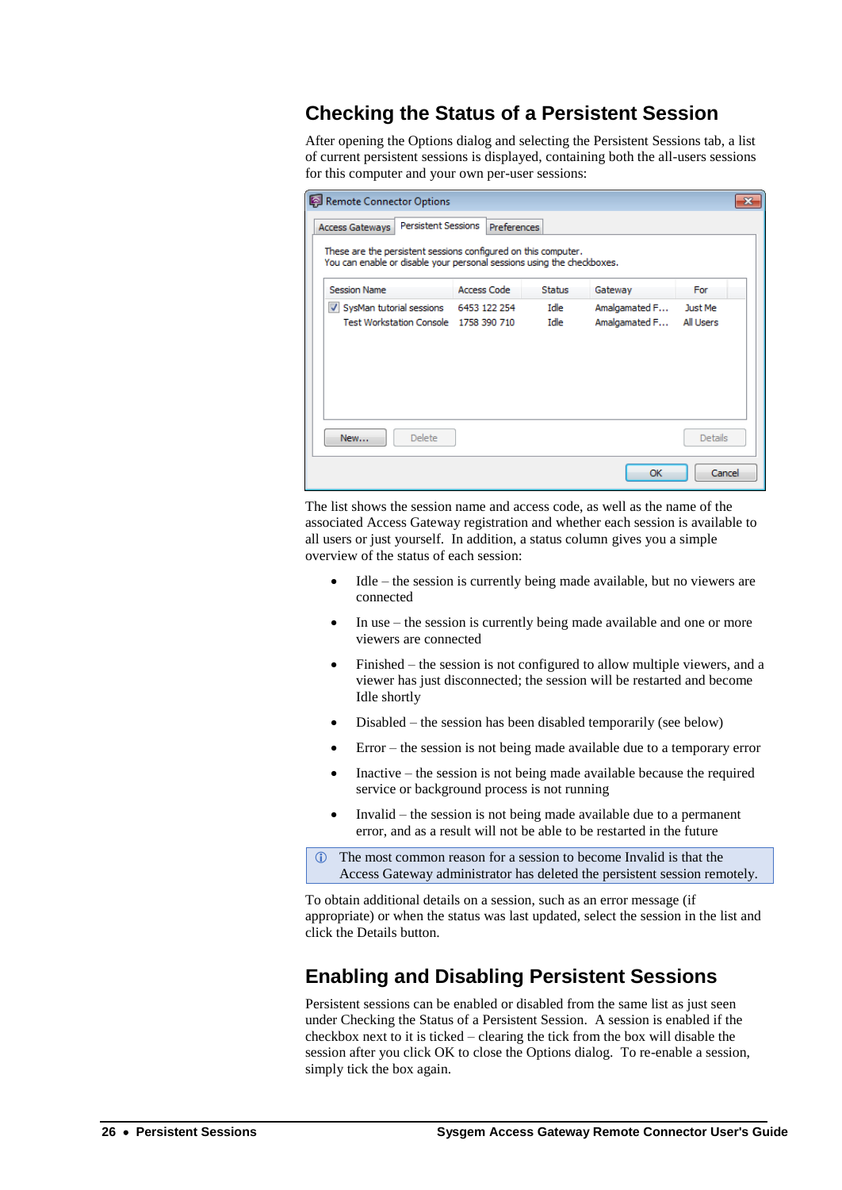## Checking the Status of a Persistent Session

After opening the Options dialog and selecting the Persistent Sessions tab, a list of current persistent sessions is displayed, containing both the all-users sessions for this computer and your own per-user sessions:

The list shows the session name and access code, as well as the name of the associated Access Gateway registration and whether each session is available to all users or just yourself. In addition, a status column gives you a simple overview of the status of each session:

- Idle – the session is currently being made available, but no viewers are connected
- In use – the session is currently being made available and one or more viewers are connected
- Finished – the session is not configured to allow multiple viewers, and a viewer has just disconnected; the session will be restarted and become Idle shortly
- Disabled – the session has been disabled temporarily (see below)
- Error – the session is not being made available due to a temporary error
- Inactive – the session is not being made available because the required service or background process is not running
- Invalid – the session is not being made available due to a permanent error, and as a result will not be able to be restarted in the future

ⓘ The most common reason for a session to become Invalid is that the Access Gateway administrator has deleted the persistent session remotely.

To obtain additional details on a session, such as an error message (if appropriate) or when the status was last updated, select the session in the list and click the Details button.

## Enabling and Disabling Persistent Sessions

Persistent sessions can be enabled or disabled from the same list as just seen under Checking the Status of a Persistent Session. A session is enabled if the checkbox next to it is ticked – clearing the tick from the box will disable the session after you click OK to close the Options dialog. To re-enable a session, simply tick the box again.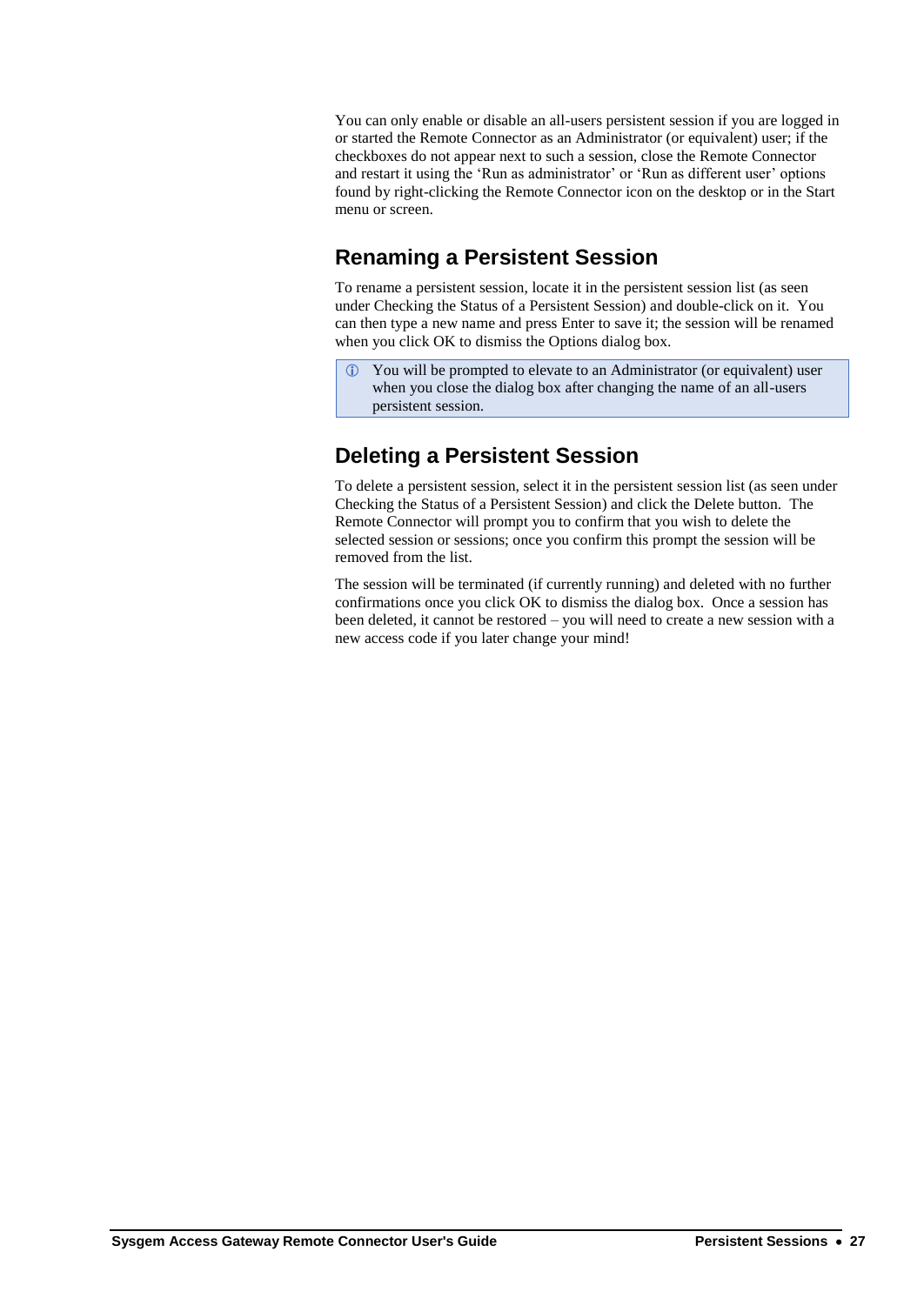You can only enable or disable an all-users persistent session if you are logged in or started the Remote Connector as an Administrator (or equivalent) user; if the checkboxes do not appear next to such a session, close the Remote Connector and restart it using the 'Run as administrator' or 'Run as different user' options found by right-clicking the Remote Connector icon on the desktop or in the Start menu or screen.

## Renaming a Persistent Session

To rename a persistent session, locate it in the persistent session list (as seen under Checking the Status of a Persistent Session) and double-click on it. You can then type a new name and press Enter to save it; the session will be renamed when you click OK to dismiss the Options dialog box.

> ⓘ You will be prompted to elevate to an Administrator (or equivalent) user when you close the dialog box after changing the name of an all-users persistent session.

## Deleting a Persistent Session

To delete a persistent session, select it in the persistent session list (as seen under Checking the Status of a Persistent Session) and click the Delete button. The Remote Connector will prompt you to confirm that you wish to delete the selected session or sessions; once you confirm this prompt the session will be removed from the list.

The session will be terminated (if currently running) and deleted with no further confirmations once you click OK to dismiss the dialog box. Once a session has been deleted, it cannot be restored – you will need to create a new session with a new access code if you later change your mind!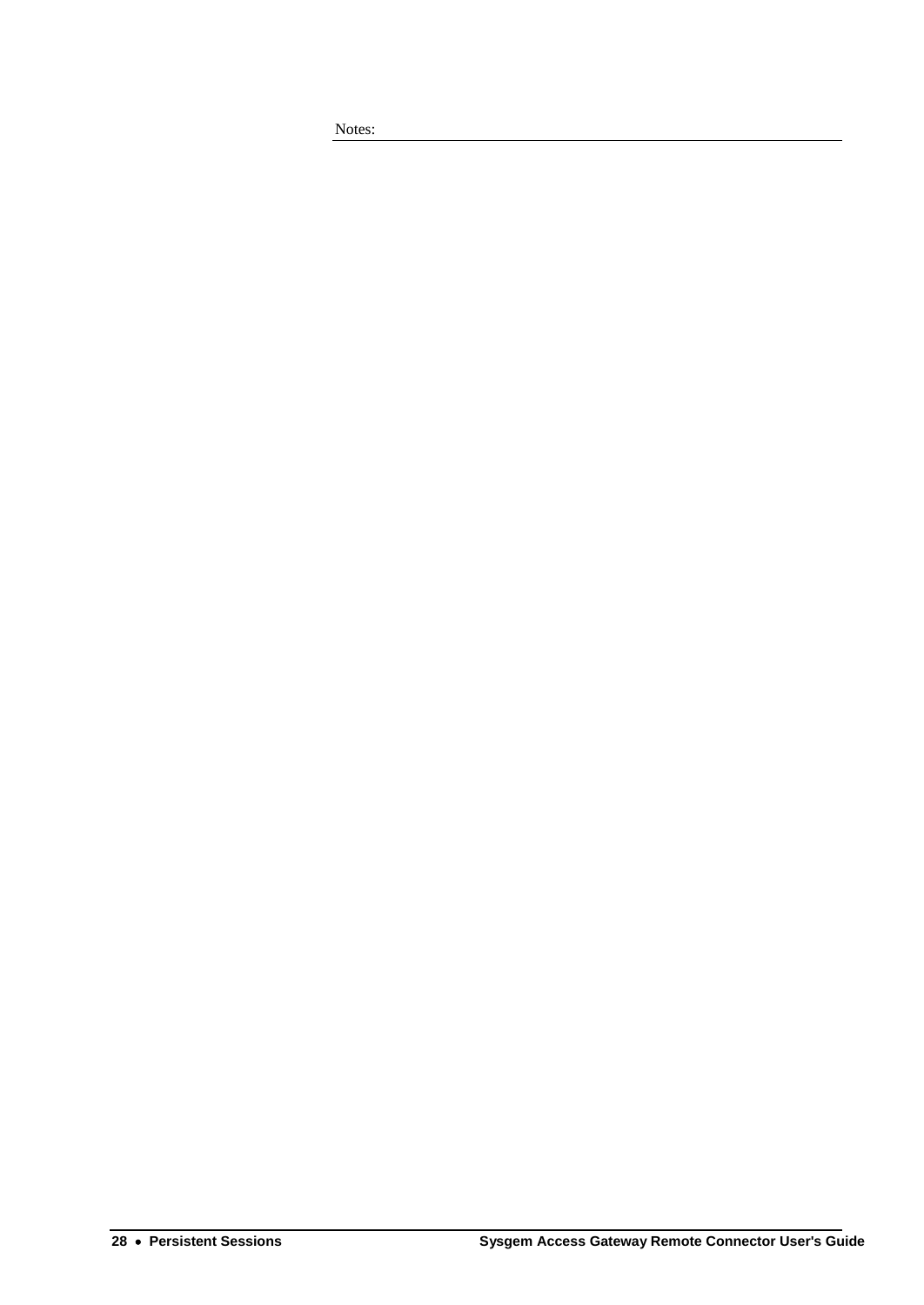Notes: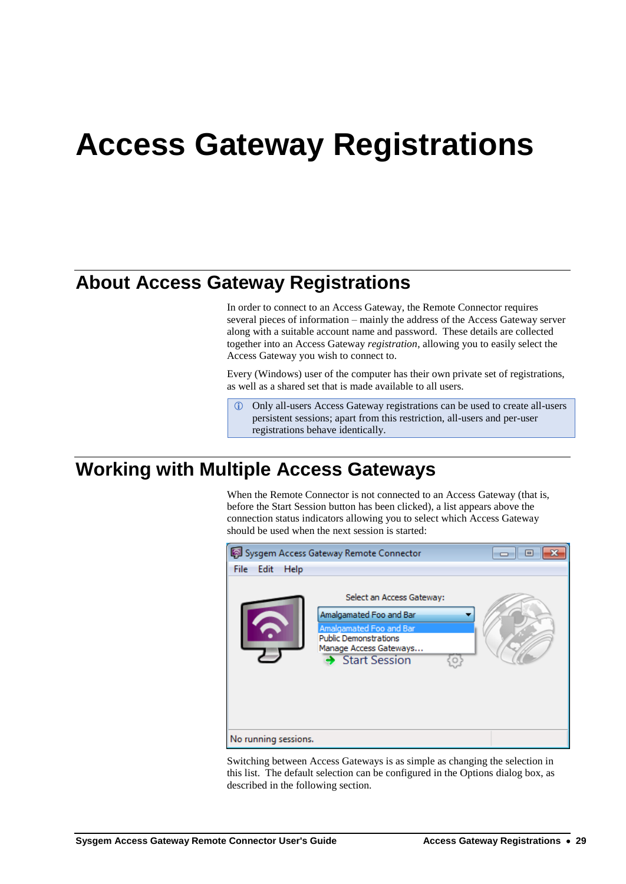# Access Gateway Registrations

## About Access Gateway Registrations

In order to connect to an Access Gateway, the Remote Connector requires several pieces of information – mainly the address of the Access Gateway server along with a suitable account name and password. These details are collected together into an Access Gateway *registration*, allowing you to easily select the Access Gateway you wish to connect to.

Every (Windows) user of the computer has their own private set of registrations, as well as a shared set that is made available to all users.

> ⓘ Only all-users Access Gateway registrations can be used to create all-users persistent sessions; apart from this restriction, all-users and per-user registrations behave identically.

## Working with Multiple Access Gateways

When the Remote Connector is not connected to an Access Gateway (that is, before the Start Session button has been clicked), a list appears above the connection status indicators allowing you to select which Access Gateway should be used when the next session is started:

Switching between Access Gateways is as simple as changing the selection in this list. The default selection can be configured in the Options dialog box, as described in the following section.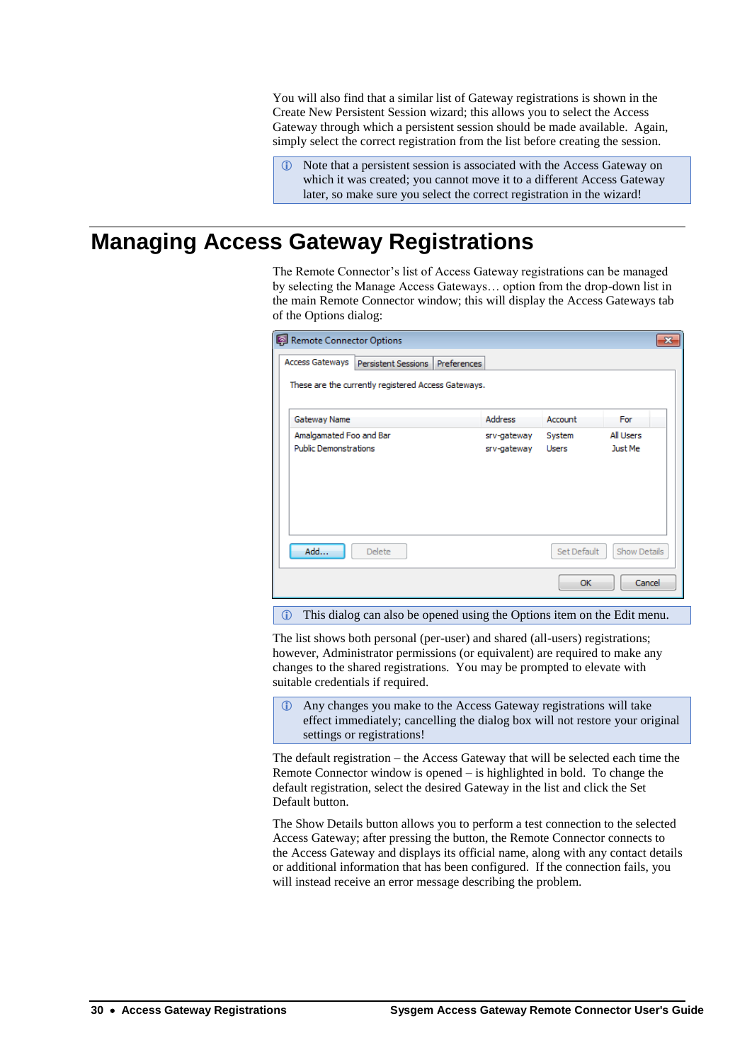You will also find that a similar list of Gateway registrations is shown in the Create New Persistent Session wizard; this allows you to select the Access Gateway through which a persistent session should be made available. Again, simply select the correct registration from the list before creating the session.

> ⓘ Note that a persistent session is associated with the Access Gateway on which it was created; you cannot move it to a different Access Gateway later, so make sure you select the correct registration in the wizard!

# Managing Access Gateway Registrations

The Remote Connector's list of Access Gateway registrations can be managed by selecting the Manage Access Gateways… option from the drop-down list in the main Remote Connector window; this will display the Access Gateways tab of the Options dialog:

Remote Connector Options

Access Gateways | Persistent Sessions | Preferences

These are the currently registered Access Gateways.

| Gateway Name | Address | Account | For |
|---|---|---|---|
| Amalgamated Foo and Bar | srv-gateway | System | All Users |
| Public Demonstrations | srv-gateway | Users | Just Me |

Add… | Delete | Set Default | Show Details

OK | Cancel

> ⓘ This dialog can also be opened using the Options item on the Edit menu.

The list shows both personal (per-user) and shared (all-users) registrations; however, Administrator permissions (or equivalent) are required to make any changes to the shared registrations. You may be prompted to elevate with suitable credentials if required.

> ⓘ Any changes you make to the Access Gateway registrations will take effect immediately; cancelling the dialog box will not restore your original settings or registrations!

The default registration – the Access Gateway that will be selected each time the Remote Connector window is opened – is highlighted in bold. To change the default registration, select the desired Gateway in the list and click the Set Default button.

The Show Details button allows you to perform a test connection to the selected Access Gateway; after pressing the button, the Remote Connector connects to the Access Gateway and displays its official name, along with any contact details or additional information that has been configured. If the connection fails, you will instead receive an error message describing the problem.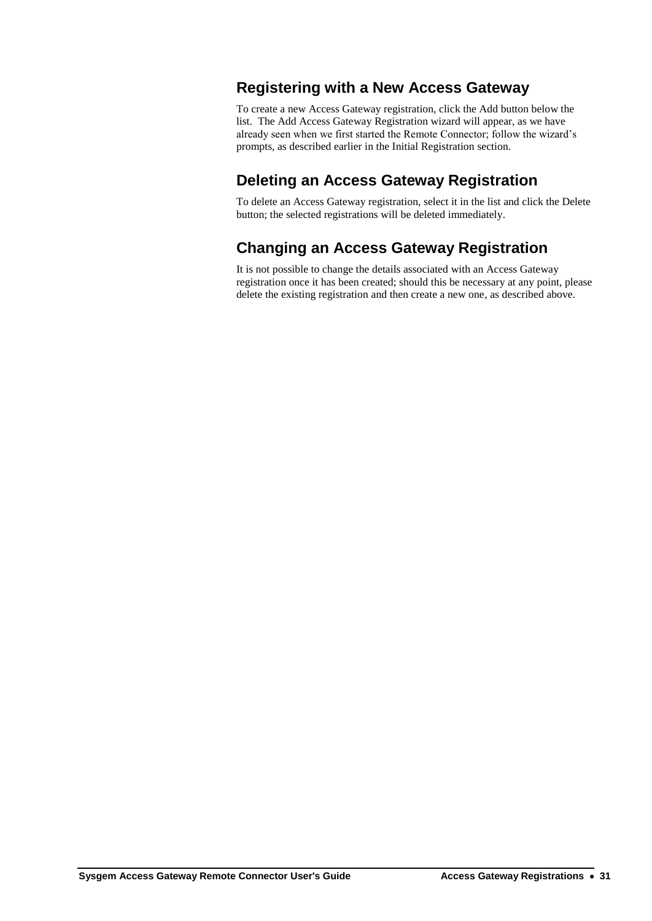## Registering with a New Access Gateway

To create a new Access Gateway registration, click the Add button below the list. The Add Access Gateway Registration wizard will appear, as we have already seen when we first started the Remote Connector; follow the wizard's prompts, as described earlier in the Initial Registration section.

## Deleting an Access Gateway Registration

To delete an Access Gateway registration, select it in the list and click the Delete button; the selected registrations will be deleted immediately.

## Changing an Access Gateway Registration

It is not possible to change the details associated with an Access Gateway registration once it has been created; should this be necessary at any point, please delete the existing registration and then create a new one, as described above.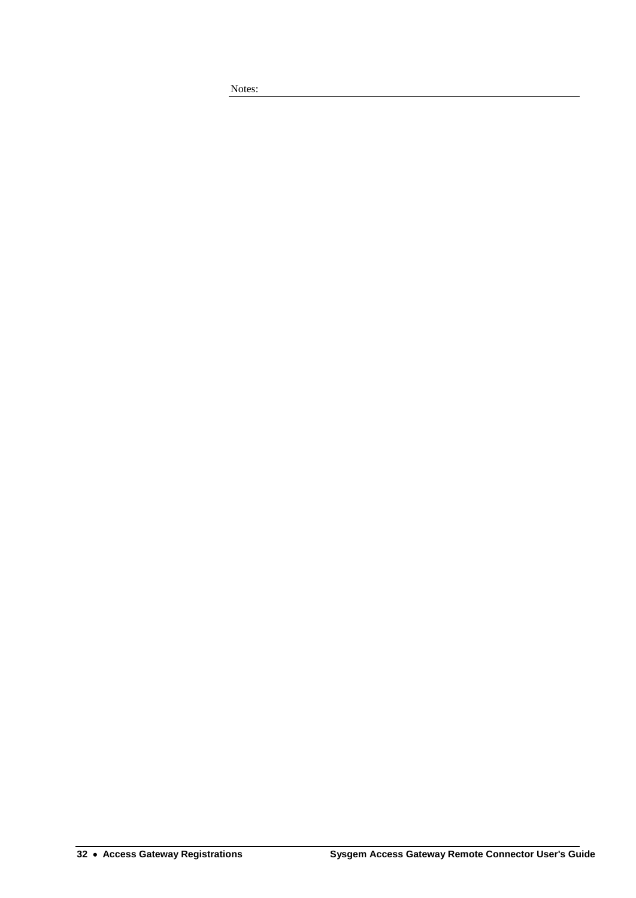Notes: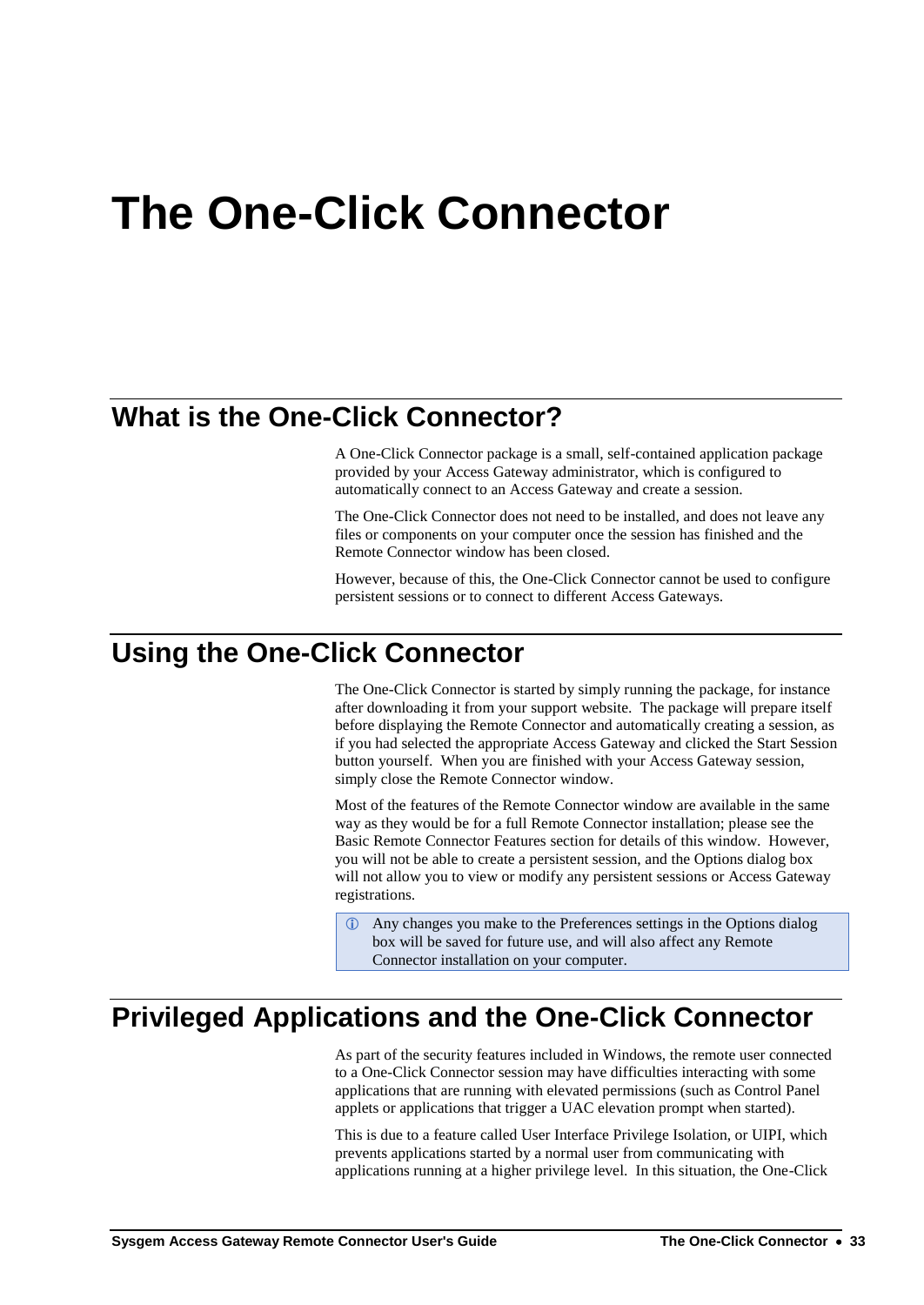# The One-Click Connector

## What is the One-Click Connector?

A One-Click Connector package is a small, self-contained application package provided by your Access Gateway administrator, which is configured to automatically connect to an Access Gateway and create a session.

The One-Click Connector does not need to be installed, and does not leave any files or components on your computer once the session has finished and the Remote Connector window has been closed.

However, because of this, the One-Click Connector cannot be used to configure persistent sessions or to connect to different Access Gateways.

## Using the One-Click Connector

The One-Click Connector is started by simply running the package, for instance after downloading it from your support website. The package will prepare itself before displaying the Remote Connector and automatically creating a session, as if you had selected the appropriate Access Gateway and clicked the Start Session button yourself. When you are finished with your Access Gateway session, simply close the Remote Connector window.

Most of the features of the Remote Connector window are available in the same way as they would be for a full Remote Connector installation; please see the Basic Remote Connector Features section for details of this window. However, you will not be able to create a persistent session, and the Options dialog box will not allow you to view or modify any persistent sessions or Access Gateway registrations.

> ⓘ Any changes you make to the Preferences settings in the Options dialog box will be saved for future use, and will also affect any Remote Connector installation on your computer.

## Privileged Applications and the One-Click Connector

As part of the security features included in Windows, the remote user connected to a One-Click Connector session may have difficulties interacting with some applications that are running with elevated permissions (such as Control Panel applets or applications that trigger a UAC elevation prompt when started).

This is due to a feature called User Interface Privilege Isolation, or UIPI, which prevents applications started by a normal user from communicating with applications running at a higher privilege level. In this situation, the One-Click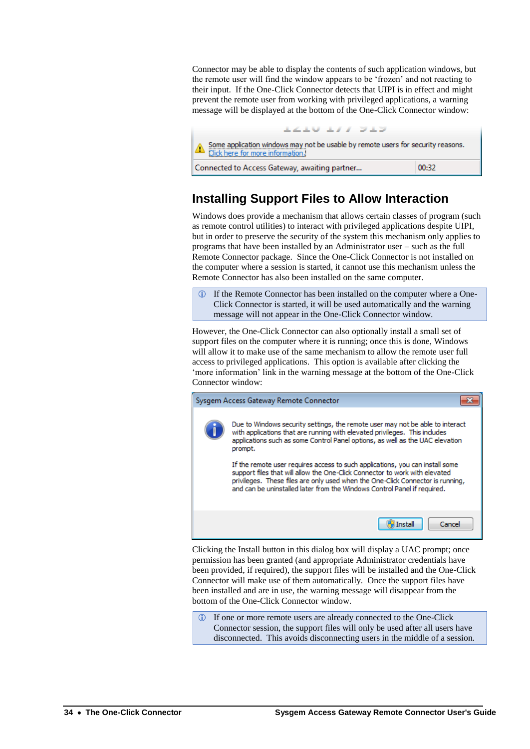Connector may be able to display the contents of such application windows, but the remote user will find the window appears to be 'frozen' and not reacting to their input. If the One-Click Connector detects that UIPI is in effect and might prevent the remote user from working with privileged applications, a warning message will be displayed at the bottom of the One-Click Connector window:

Some application windows may not be usable by remote users for security reasons.
Click here for more information.

Connected to Access Gateway, awaiting partner... 00:32

## Installing Support Files to Allow Interaction

Windows does provide a mechanism that allows certain classes of program (such as remote control utilities) to interact with privileged applications despite UIPI, but in order to preserve the security of the system this mechanism only applies to programs that have been installed by an Administrator user – such as the full Remote Connector package. Since the One-Click Connector is not installed on the computer where a session is started, it cannot use this mechanism unless the Remote Connector has also been installed on the same computer.

ⓘ If the Remote Connector has been installed on the computer where a One-Click Connector is started, it will be used automatically and the warning message will not appear in the One-Click Connector window.

However, the One-Click Connector can also optionally install a small set of support files on the computer where it is running; once this is done, Windows will allow it to make use of the same mechanism to allow the remote user full access to privileged applications. This option is available after clicking the 'more information' link in the warning message at the bottom of the One-Click Connector window:

Sysgem Access Gateway Remote Connector

Due to Windows security settings, the remote user may not be able to interact with applications that are running with elevated privileges. This includes applications such as some Control Panel options, as well as the UAC elevation prompt.

If the remote user requires access to such applications, you can install some support files that will allow the One-Click Connector to work with elevated privileges. These files are only used when the One-Click Connector is running, and can be uninstalled later from the Windows Control Panel if required.

Install Cancel

Clicking the Install button in this dialog box will display a UAC prompt; once permission has been granted (and appropriate Administrator credentials have been provided, if required), the support files will be installed and the One-Click Connector will make use of them automatically. Once the support files have been installed and are in use, the warning message will disappear from the bottom of the One-Click Connector window.

ⓘ If one or more remote users are already connected to the One-Click Connector session, the support files will only be used after all users have disconnected. This avoids disconnecting users in the middle of a session.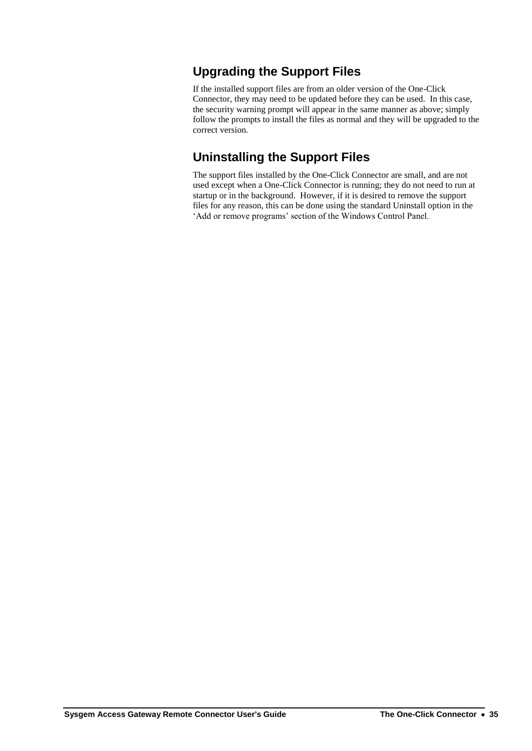## Upgrading the Support Files

If the installed support files are from an older version of the One-Click Connector, they may need to be updated before they can be used. In this case, the security warning prompt will appear in the same manner as above; simply follow the prompts to install the files as normal and they will be upgraded to the correct version.

## Uninstalling the Support Files

The support files installed by the One-Click Connector are small, and are not used except when a One-Click Connector is running; they do not need to run at startup or in the background. However, if it is desired to remove the support files for any reason, this can be done using the standard Uninstall option in the 'Add or remove programs' section of the Windows Control Panel.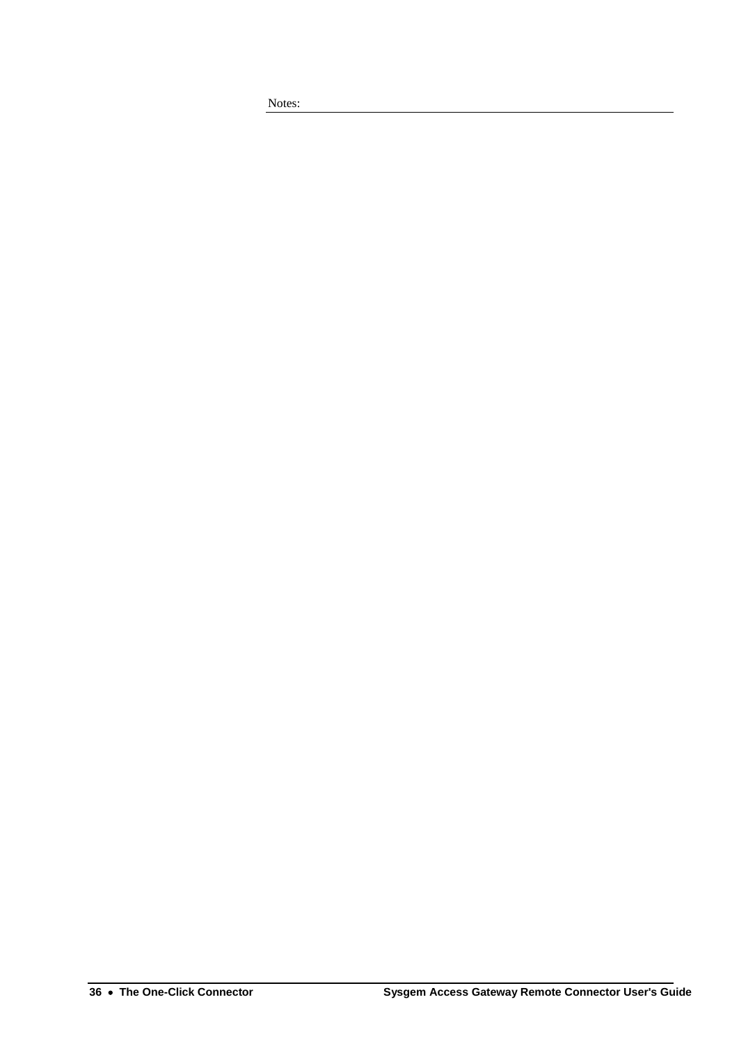Notes: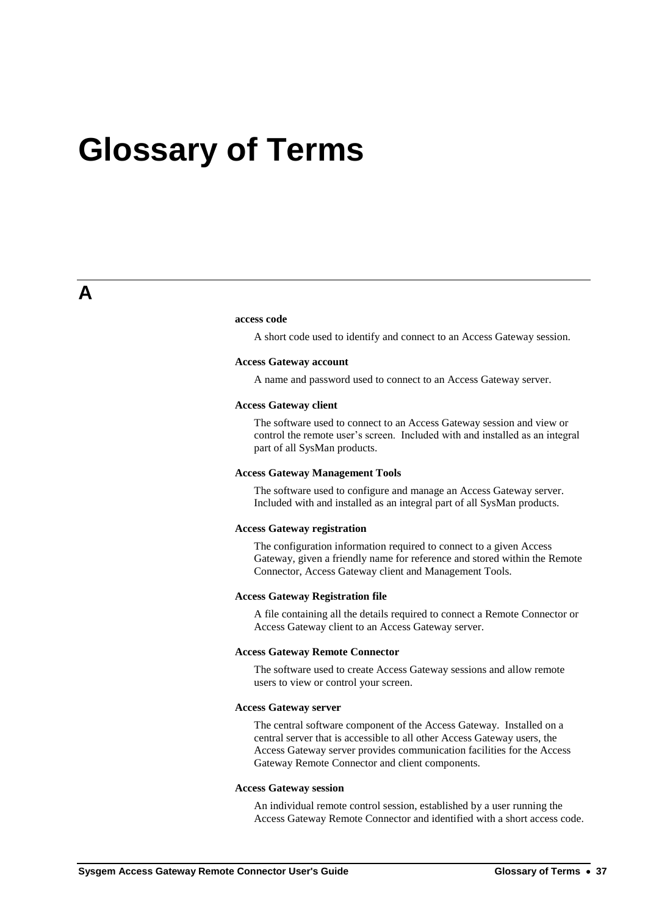# Glossary of Terms

## A

**access code**

A short code used to identify and connect to an Access Gateway session.

**Access Gateway account**

A name and password used to connect to an Access Gateway server.

**Access Gateway client**

The software used to connect to an Access Gateway session and view or control the remote user's screen. Included with and installed as an integral part of all SysMan products.

**Access Gateway Management Tools**

The software used to configure and manage an Access Gateway server. Included with and installed as an integral part of all SysMan products.

**Access Gateway registration**

The configuration information required to connect to a given Access Gateway, given a friendly name for reference and stored within the Remote Connector, Access Gateway client and Management Tools.

**Access Gateway Registration file**

A file containing all the details required to connect a Remote Connector or Access Gateway client to an Access Gateway server.

**Access Gateway Remote Connector**

The software used to create Access Gateway sessions and allow remote users to view or control your screen.

**Access Gateway server**

The central software component of the Access Gateway. Installed on a central server that is accessible to all other Access Gateway users, the Access Gateway server provides communication facilities for the Access Gateway Remote Connector and client components.

**Access Gateway session**

An individual remote control session, established by a user running the Access Gateway Remote Connector and identified with a short access code.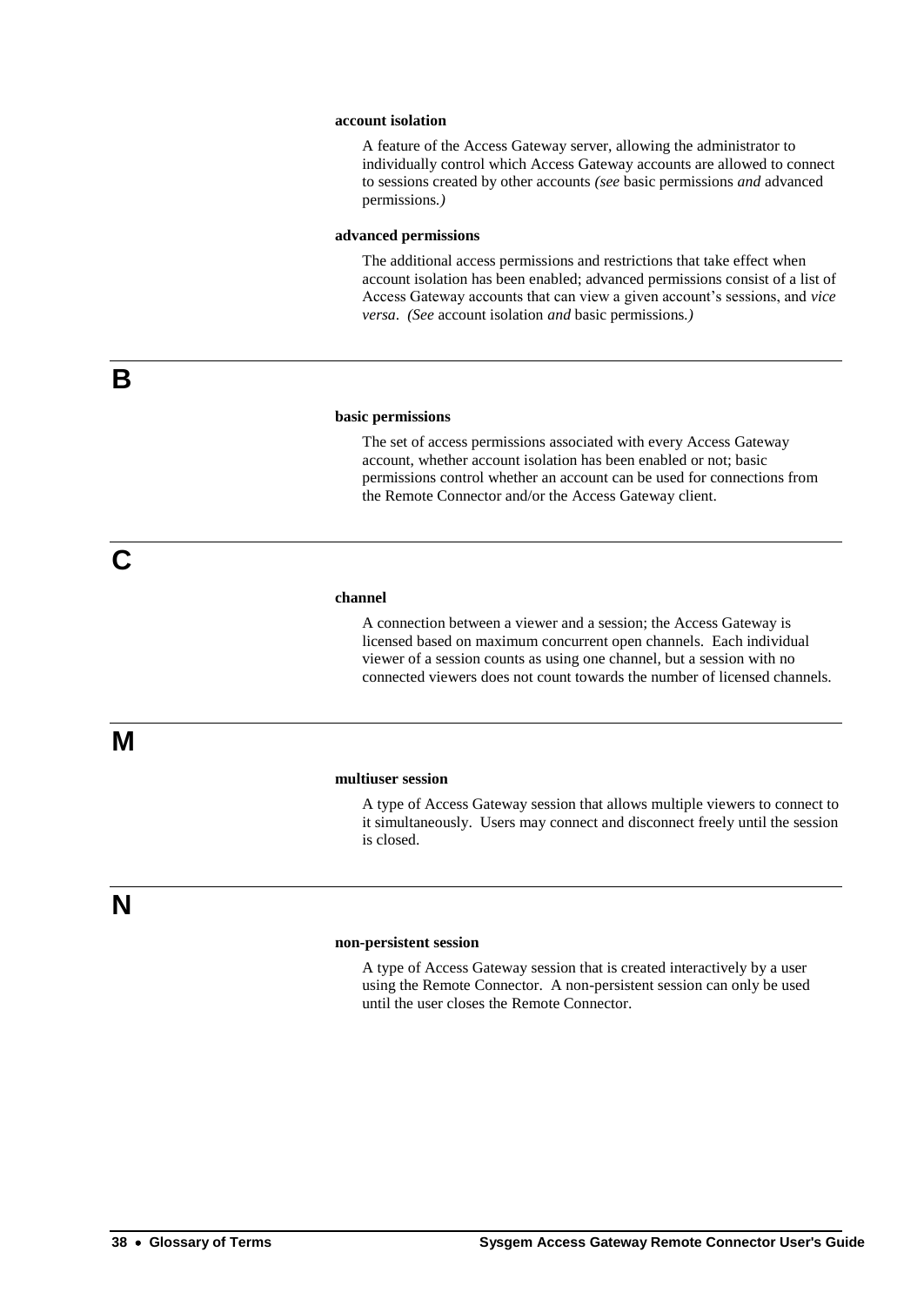**account isolation**

A feature of the Access Gateway server, allowing the administrator to individually control which Access Gateway accounts are allowed to connect to sessions created by other accounts *(see* basic permissions *and* advanced permissions*.)*

**advanced permissions**

The additional access permissions and restrictions that take effect when account isolation has been enabled; advanced permissions consist of a list of Access Gateway accounts that can view a given account's sessions, and *vice versa*. *(See* account isolation *and* basic permissions*.)*

# B

**basic permissions**

The set of access permissions associated with every Access Gateway account, whether account isolation has been enabled or not; basic permissions control whether an account can be used for connections from the Remote Connector and/or the Access Gateway client.

# C

**channel**

A connection between a viewer and a session; the Access Gateway is licensed based on maximum concurrent open channels. Each individual viewer of a session counts as using one channel, but a session with no connected viewers does not count towards the number of licensed channels.

# M

**multiuser session**

A type of Access Gateway session that allows multiple viewers to connect to it simultaneously. Users may connect and disconnect freely until the session is closed.

# N

**non-persistent session**

A type of Access Gateway session that is created interactively by a user using the Remote Connector. A non-persistent session can only be used until the user closes the Remote Connector.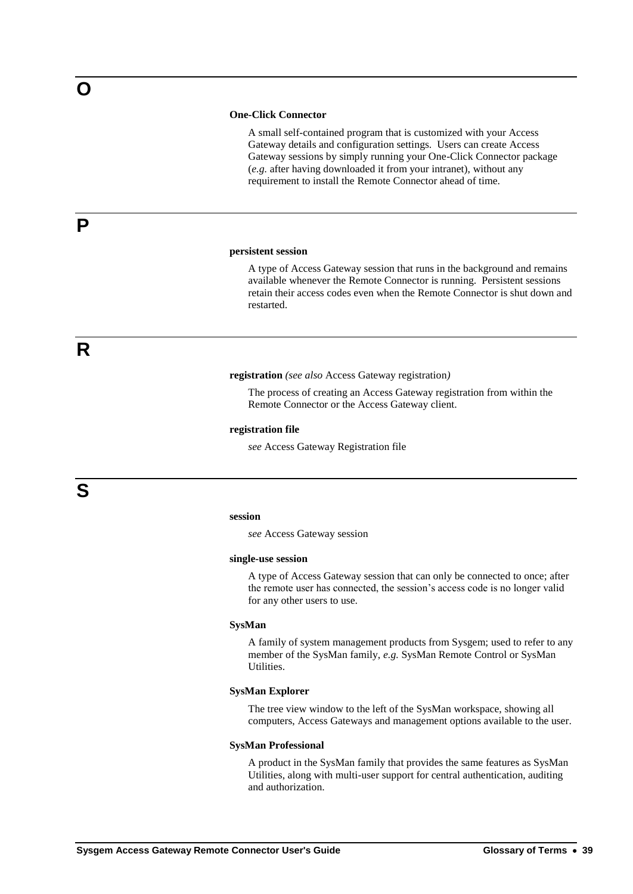# O

**One-Click Connector**

A small self-contained program that is customized with your Access Gateway details and configuration settings. Users can create Access Gateway sessions by simply running your One-Click Connector package (*e.g.* after having downloaded it from your intranet), without any requirement to install the Remote Connector ahead of time.

# P

**persistent session**

A type of Access Gateway session that runs in the background and remains available whenever the Remote Connector is running. Persistent sessions retain their access codes even when the Remote Connector is shut down and restarted.

# R

**registration** *(see also* Access Gateway registration*)*

The process of creating an Access Gateway registration from within the Remote Connector or the Access Gateway client.

**registration file**

*see* Access Gateway Registration file

# S

**session**

*see* Access Gateway session

**single-use session**

A type of Access Gateway session that can only be connected to once; after the remote user has connected, the session's access code is no longer valid for any other users to use.

**SysMan**

A family of system management products from Sysgem; used to refer to any member of the SysMan family, *e.g.* SysMan Remote Control or SysMan Utilities.

**SysMan Explorer**

The tree view window to the left of the SysMan workspace, showing all computers, Access Gateways and management options available to the user.

**SysMan Professional**

A product in the SysMan family that provides the same features as SysMan Utilities, along with multi-user support for central authentication, auditing and authorization.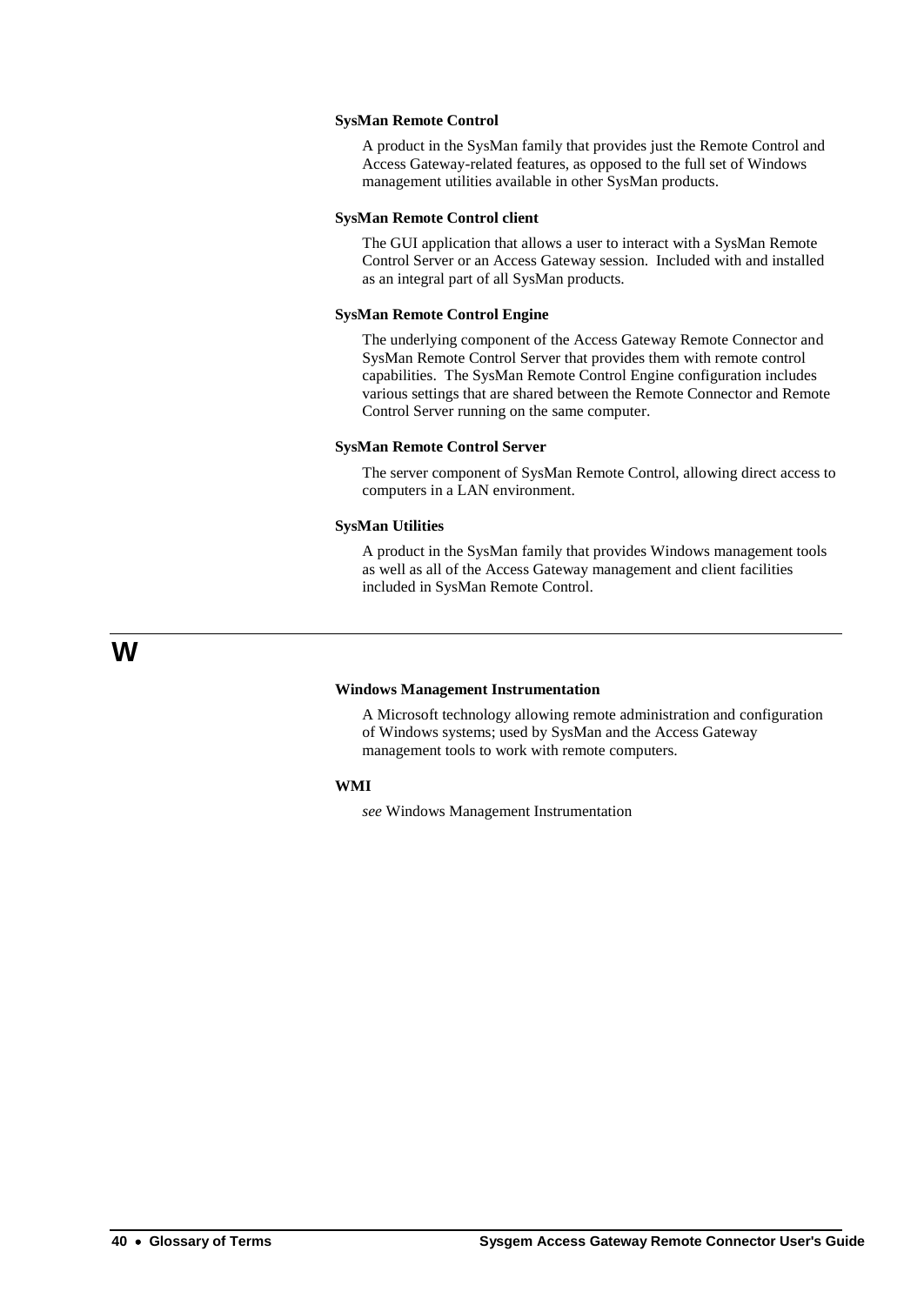**SysMan Remote Control**

A product in the SysMan family that provides just the Remote Control and Access Gateway-related features, as opposed to the full set of Windows management utilities available in other SysMan products.

**SysMan Remote Control client**

The GUI application that allows a user to interact with a SysMan Remote Control Server or an Access Gateway session. Included with and installed as an integral part of all SysMan products.

**SysMan Remote Control Engine**

The underlying component of the Access Gateway Remote Connector and SysMan Remote Control Server that provides them with remote control capabilities. The SysMan Remote Control Engine configuration includes various settings that are shared between the Remote Connector and Remote Control Server running on the same computer.

**SysMan Remote Control Server**

The server component of SysMan Remote Control, allowing direct access to computers in a LAN environment.

**SysMan Utilities**

A product in the SysMan family that provides Windows management tools as well as all of the Access Gateway management and client facilities included in SysMan Remote Control.

## W

**Windows Management Instrumentation**

A Microsoft technology allowing remote administration and configuration of Windows systems; used by SysMan and the Access Gateway management tools to work with remote computers.

**WMI**

*see* Windows Management Instrumentation